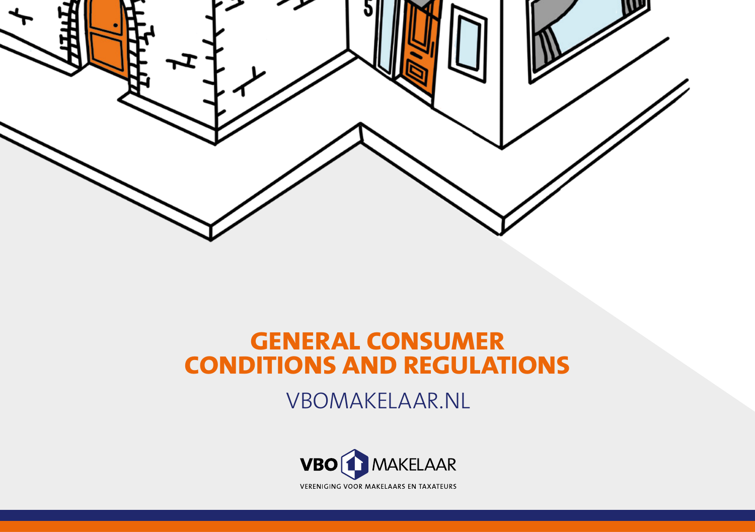# GENERAL CONSUMER CONDITIONS AND REGULATIONS

VBOMAKELAAR.NL

VBO MAKELAAR

VERENIGING VOOR MAKELAARS EN TAXATEURS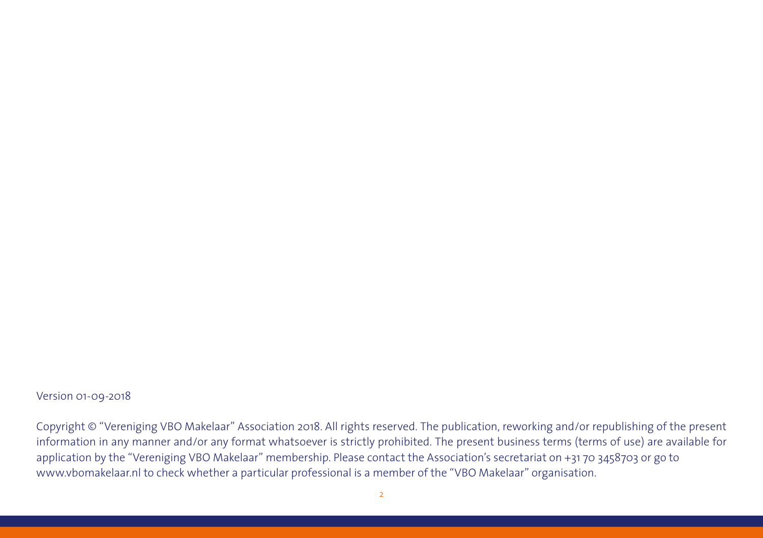Version 01-09-2018

Copyright © "Vereniging VBO Makelaar" Association 2018. All rights reserved. The publication, reworking and/or republishing of the present information in any manner and/or any format whatsoever is strictly prohibited. The present business terms (terms of use) are available for application by the "Vereniging VBO Makelaar" membership. Please contact the Association's secretariat on +31 70 3458703 or go to www.vbomakelaar.nl to check whether a particular professional is a member of the "VBO Makelaar" organisation.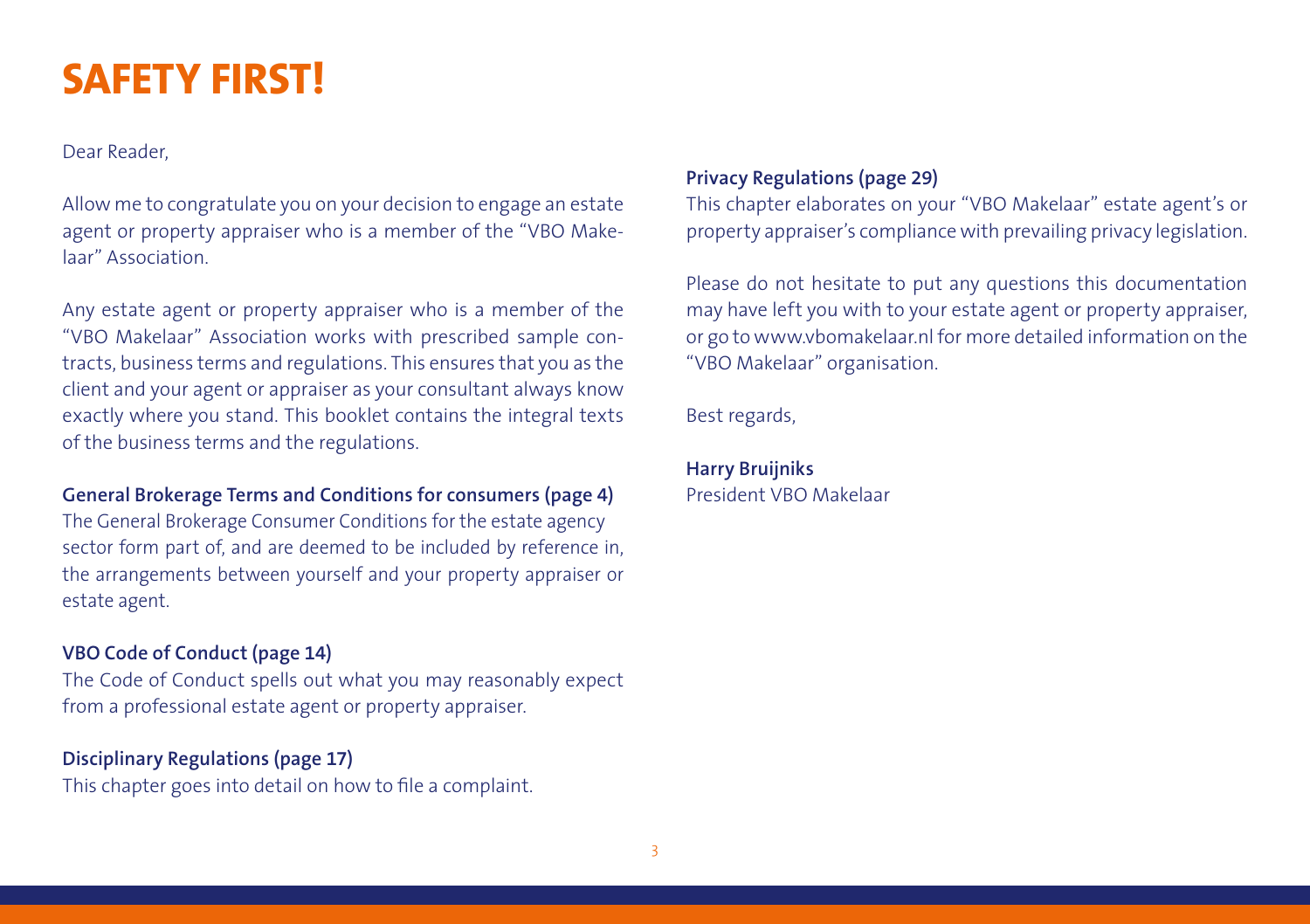# SAFETY FIRST!

Dear Reader,

Allow me to congratulate you on your decision to engage an estate agent or property appraiser who is a member of the "VBO Makelaar" Association.

Any estate agent or property appraiser who is a member of the "VBO Makelaar" Association works with prescribed sample contracts, business terms and regulations. This ensures that you as the client and your agent or appraiser as your consultant always know exactly where you stand. This booklet contains the integral texts of the business terms and the regulations.

**General Brokerage Terms and Conditions for consumers (page 4)**
The General Brokerage Consumer Conditions for the estate agency sector form part of, and are deemed to be included by reference in, the arrangements between yourself and your property appraiser or estate agent.

**VBO Code of Conduct (page 14)**
The Code of Conduct spells out what you may reasonably expect from a professional estate agent or property appraiser.

**Disciplinary Regulations (page 17)**
This chapter goes into detail on how to file a complaint.

**Privacy Regulations (page 29)**
This chapter elaborates on your "VBO Makelaar" estate agent's or property appraiser's compliance with prevailing privacy legislation.

Please do not hesitate to put any questions this documentation may have left you with to your estate agent or property appraiser, or go to www.vbomakelaar.nl for more detailed information on the "VBO Makelaar" organisation.

Best regards,

**Harry Bruijniks**
President VBO Makelaar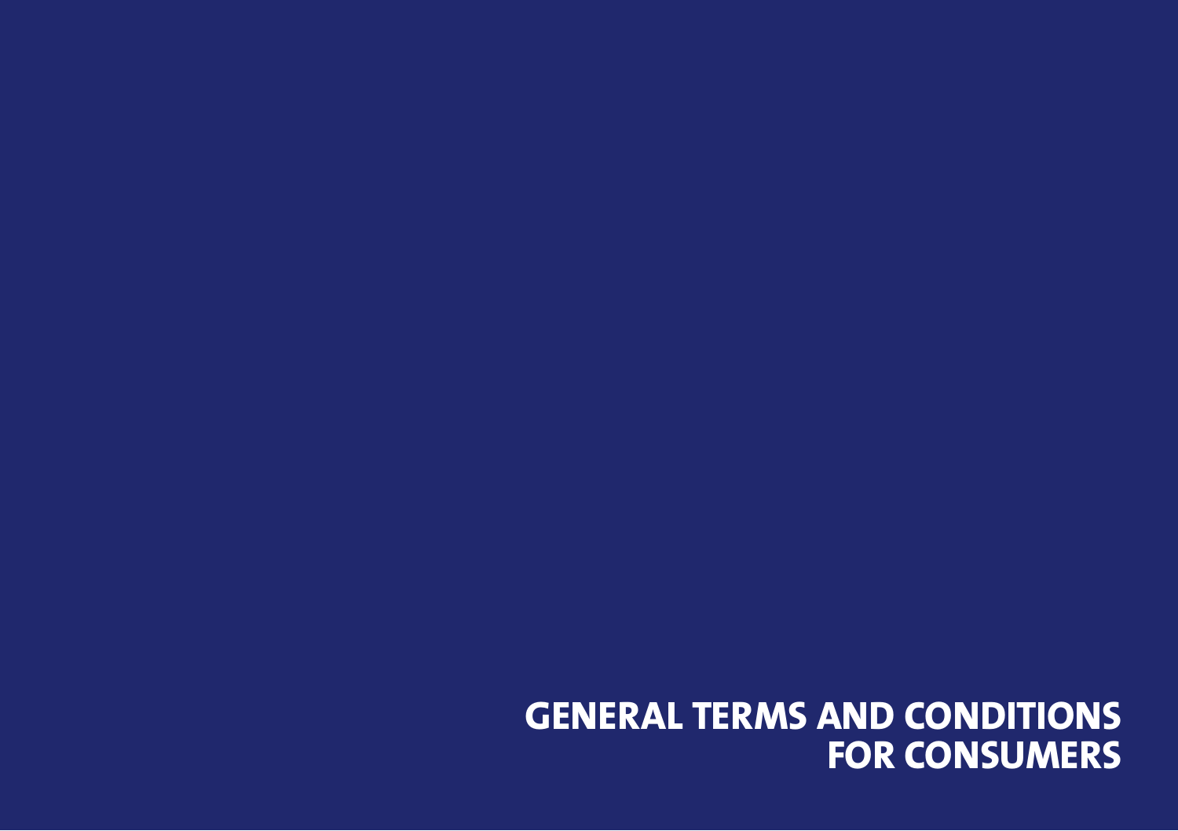# GENERAL TERMS AND CONDITIONS FOR CONSUMERS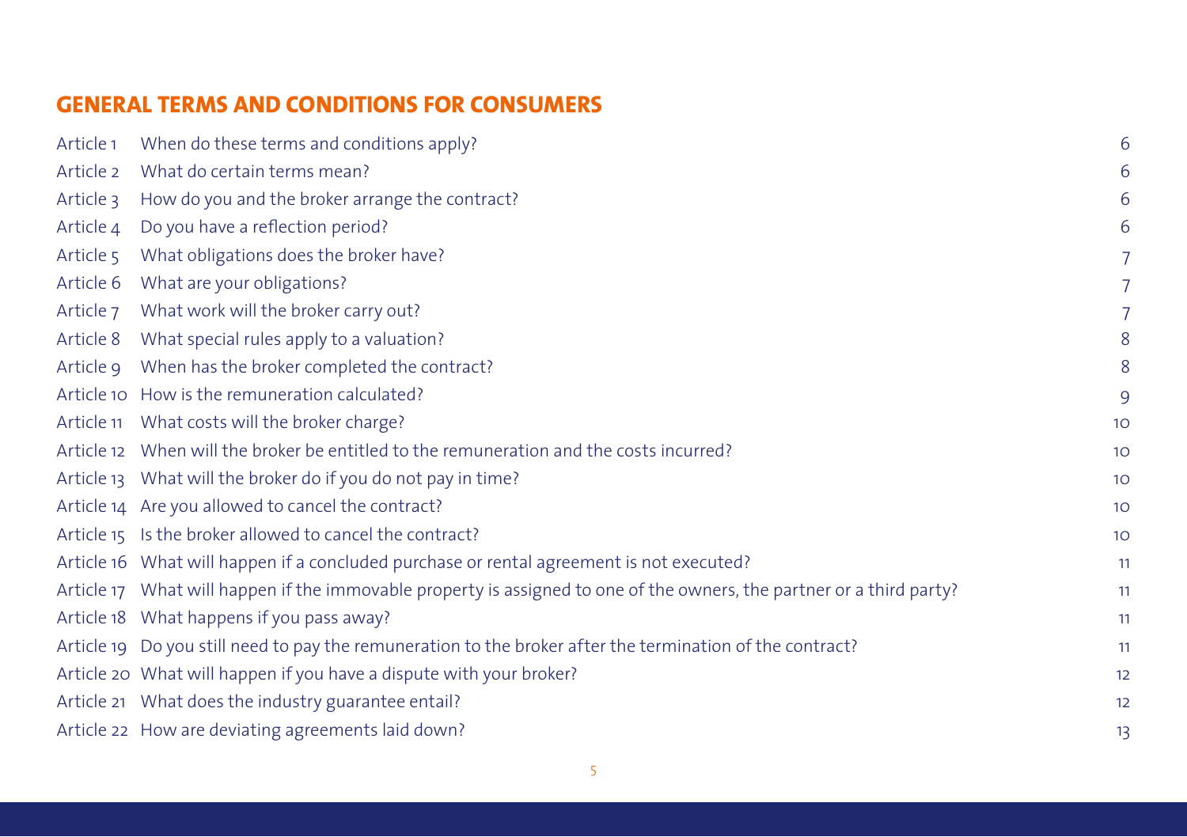## GENERAL TERMS AND CONDITIONS FOR CONSUMERS

| | | |
|---|---|---|
| Article 1 | When do these terms and conditions apply? | 6 |
| Article 2 | What do certain terms mean? | 6 |
| Article 3 | How do you and the broker arrange the contract? | 6 |
| Article 4 | Do you have a reflection period? | 6 |
| Article 5 | What obligations does the broker have? | 7 |
| Article 6 | What are your obligations? | 7 |
| Article 7 | What work will the broker carry out? | 7 |
| Article 8 | What special rules apply to a valuation? | 8 |
| Article 9 | When has the broker completed the contract? | 8 |
| Article 10 | How is the remuneration calculated? | 9 |
| Article 11 | What costs will the broker charge? | 10 |
| Article 12 | When will the broker be entitled to the remuneration and the costs incurred? | 10 |
| Article 13 | What will the broker do if you do not pay in time? | 10 |
| Article 14 | Are you allowed to cancel the contract? | 10 |
| Article 15 | Is the broker allowed to cancel the contract? | 10 |
| Article 16 | What will happen if a concluded purchase or rental agreement is not executed? | 11 |
| Article 17 | What will happen if the immovable property is assigned to one of the owners, the partner or a third party? | 11 |
| Article 18 | What happens if you pass away? | 11 |
| Article 19 | Do you still need to pay the remuneration to the broker after the termination of the contract? | 11 |
| Article 20 | What will happen if you have a dispute with your broker? | 12 |
| Article 21 | What does the industry guarantee entail? | 12 |
| Article 22 | How are deviating agreements laid down? | 13 |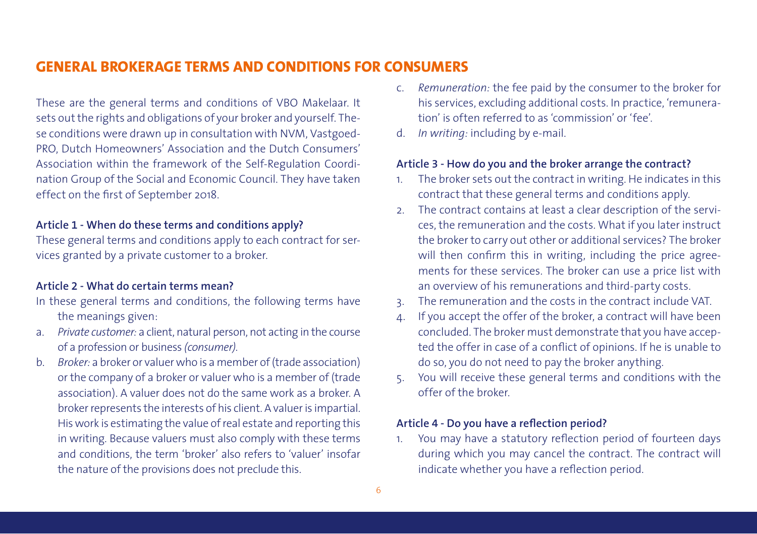# GENERAL BROKERAGE TERMS AND CONDITIONS FOR CONSUMERS

These are the general terms and conditions of VBO Makelaar. It sets out the rights and obligations of your broker and yourself. These conditions were drawn up in consultation with NVM, VastgoedPRO, Dutch Homeowners' Association and the Dutch Consumers' Association within the framework of the Self-Regulation Coordination Group of the Social and Economic Council. They have taken effect on the first of September 2018.

**Article 1 - When do these terms and conditions apply?**

These general terms and conditions apply to each contract for services granted by a private customer to a broker.

**Article 2 - What do certain terms mean?**

In these general terms and conditions, the following terms have the meanings given:

a. *Private customer:* a client, natural person, not acting in the course of a profession or business *(consumer)*.
b. *Broker:* a broker or valuer who is a member of (trade association) or the company of a broker or valuer who is a member of (trade association). A valuer does not do the same work as a broker. A broker represents the interests of his client. A valuer is impartial. His work is estimating the value of real estate and reporting this in writing. Because valuers must also comply with these terms and conditions, the term 'broker' also refers to 'valuer' insofar the nature of the provisions does not preclude this.
c. *Remuneration:* the fee paid by the consumer to the broker for his services, excluding additional costs. In practice, 'remuneration' is often referred to as 'commission' or 'fee'.
d. *In writing:* including by e-mail.

**Article 3 - How do you and the broker arrange the contract?**

1. The broker sets out the contract in writing. He indicates in this contract that these general terms and conditions apply.
2. The contract contains at least a clear description of the services, the remuneration and the costs. What if you later instruct the broker to carry out other or additional services? The broker will then confirm this in writing, including the price agreements for these services. The broker can use a price list with an overview of his remunerations and third-party costs.
3. The remuneration and the costs in the contract include VAT.
4. If you accept the offer of the broker, a contract will have been concluded. The broker must demonstrate that you have accepted the offer in case of a conflict of opinions. If he is unable to do so, you do not need to pay the broker anything.
5. You will receive these general terms and conditions with the offer of the broker.

**Article 4 - Do you have a reflection period?**

1. You may have a statutory reflection period of fourteen days during which you may cancel the contract. The contract will indicate whether you have a reflection period.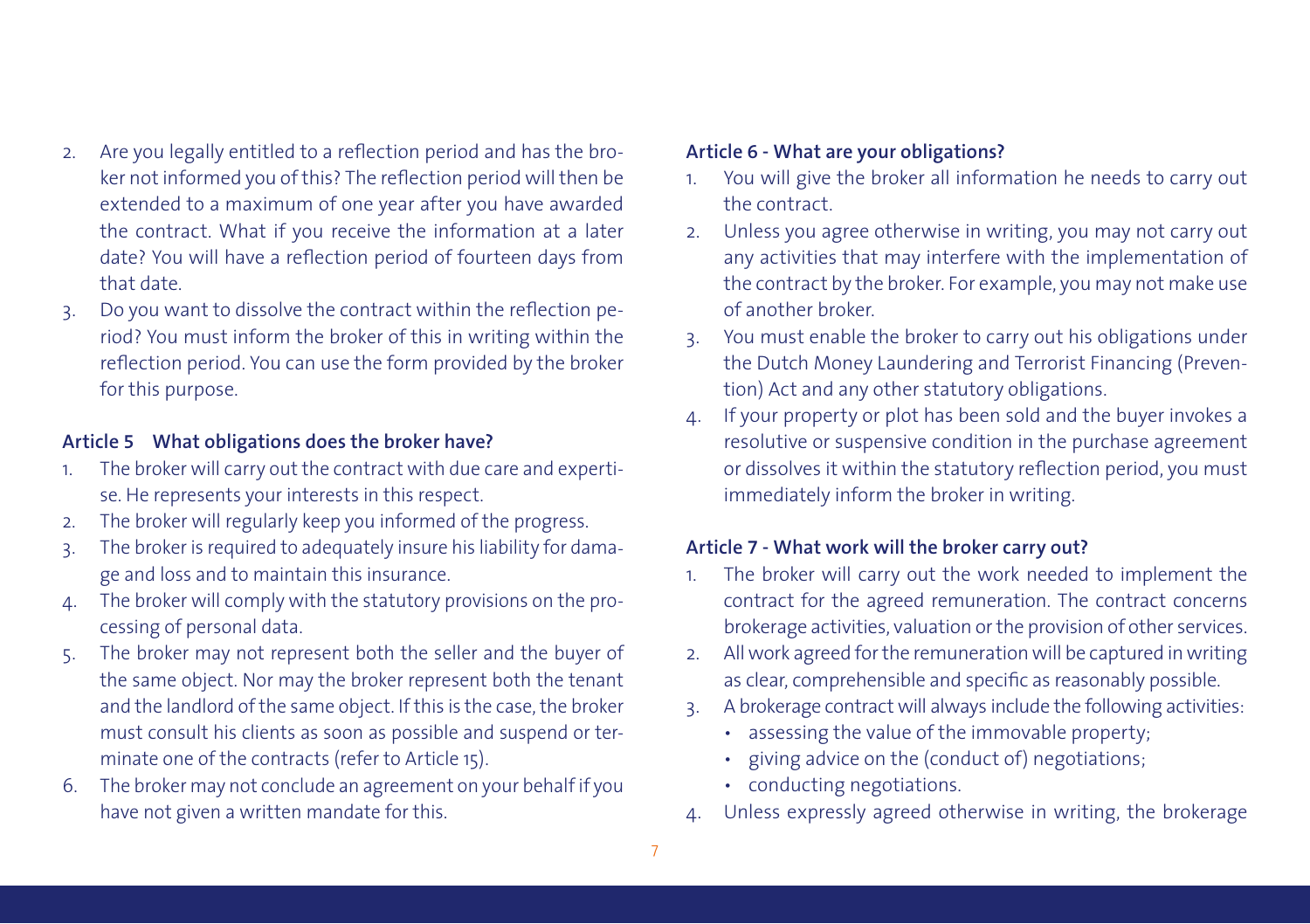2. Are you legally entitled to a reflection period and has the broker not informed you of this? The reflection period will then be extended to a maximum of one year after you have awarded the contract. What if you receive the information at a later date? You will have a reflection period of fourteen days from that date.
3. Do you want to dissolve the contract within the reflection period? You must inform the broker of this in writing within the reflection period. You can use the form provided by the broker for this purpose.

### Article 5 What obligations does the broker have?

1. The broker will carry out the contract with due care and expertise. He represents your interests in this respect.
2. The broker will regularly keep you informed of the progress.
3. The broker is required to adequately insure his liability for damage and loss and to maintain this insurance.
4. The broker will comply with the statutory provisions on the processing of personal data.
5. The broker may not represent both the seller and the buyer of the same object. Nor may the broker represent both the tenant and the landlord of the same object. If this is the case, the broker must consult his clients as soon as possible and suspend or terminate one of the contracts (refer to Article 15).
6. The broker may not conclude an agreement on your behalf if you have not given a written mandate for this.

### Article 6 - What are your obligations?

1. You will give the broker all information he needs to carry out the contract.
2. Unless you agree otherwise in writing, you may not carry out any activities that may interfere with the implementation of the contract by the broker. For example, you may not make use of another broker.
3. You must enable the broker to carry out his obligations under the Dutch Money Laundering and Terrorist Financing (Prevention) Act and any other statutory obligations.
4. If your property or plot has been sold and the buyer invokes a resolutive or suspensive condition in the purchase agreement or dissolves it within the statutory reflection period, you must immediately inform the broker in writing.

### Article 7 - What work will the broker carry out?

1. The broker will carry out the work needed to implement the contract for the agreed remuneration. The contract concerns brokerage activities, valuation or the provision of other services.
2. All work agreed for the remuneration will be captured in writing as clear, comprehensible and specific as reasonably possible.
3. A brokerage contract will always include the following activities:
   - assessing the value of the immovable property;
   - giving advice on the (conduct of) negotiations;
   - conducting negotiations.
4. Unless expressly agreed otherwise in writing, the brokerage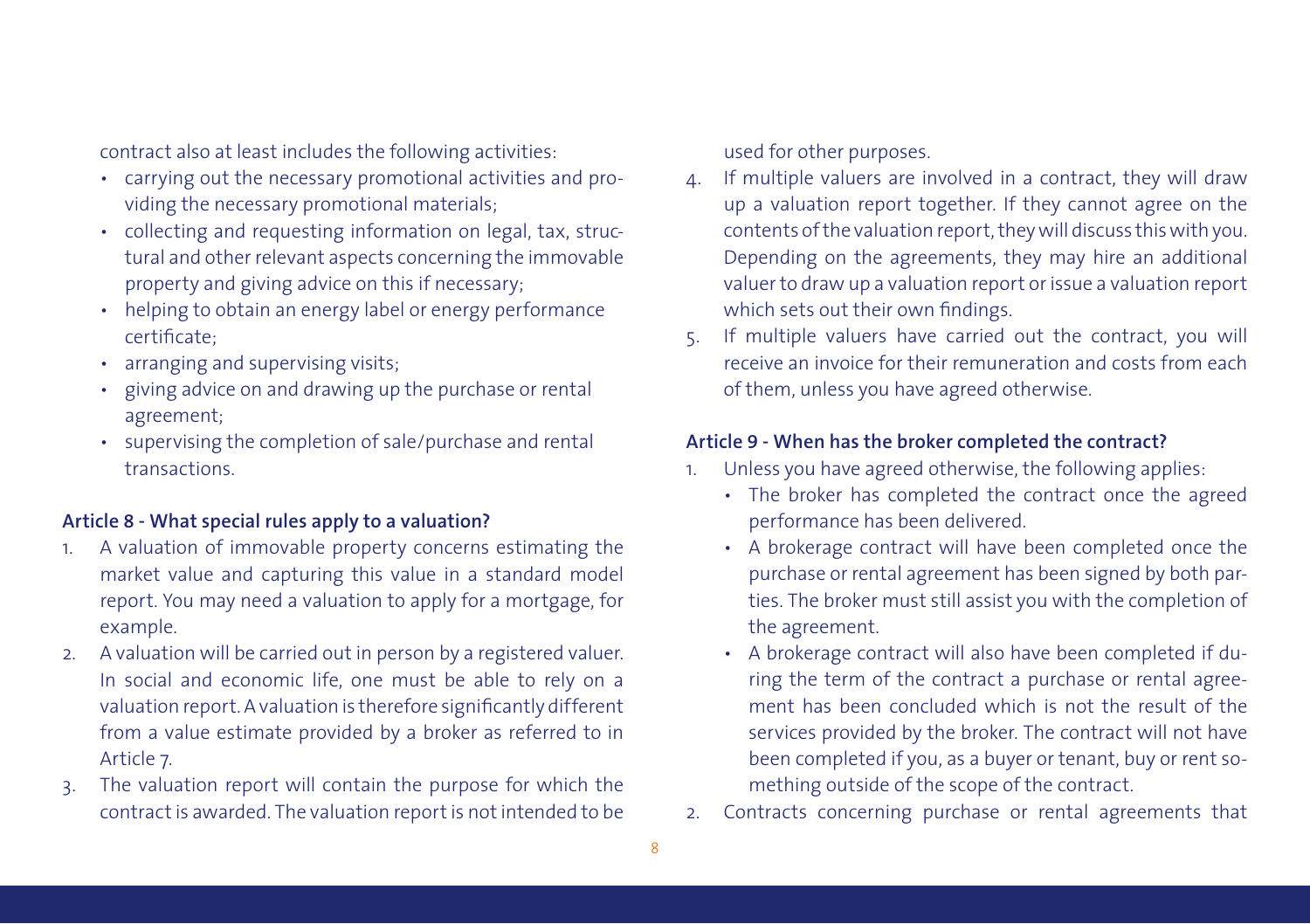contract also at least includes the following activities:

- carrying out the necessary promotional activities and providing the necessary promotional materials;
- collecting and requesting information on legal, tax, structural and other relevant aspects concerning the immovable property and giving advice on this if necessary;
- helping to obtain an energy label or energy performance certificate;
- arranging and supervising visits;
- giving advice on and drawing up the purchase or rental agreement;
- supervising the completion of sale/purchase and rental transactions.

**Article 8 - What special rules apply to a valuation?**

1. A valuation of immovable property concerns estimating the market value and capturing this value in a standard model report. You may need a valuation to apply for a mortgage, for example.
2. A valuation will be carried out in person by a registered valuer. In social and economic life, one must be able to rely on a valuation report. A valuation is therefore significantly different from a value estimate provided by a broker as referred to in Article 7.
3. The valuation report will contain the purpose for which the contract is awarded. The valuation report is not intended to be used for other purposes.
4. If multiple valuers are involved in a contract, they will draw up a valuation report together. If they cannot agree on the contents of the valuation report, they will discuss this with you. Depending on the agreements, they may hire an additional valuer to draw up a valuation report or issue a valuation report which sets out their own findings.
5. If multiple valuers have carried out the contract, you will receive an invoice for their remuneration and costs from each of them, unless you have agreed otherwise.

**Article 9 - When has the broker completed the contract?**

1. Unless you have agreed otherwise, the following applies:
   - The broker has completed the contract once the agreed performance has been delivered.
   - A brokerage contract will have been completed once the purchase or rental agreement has been signed by both parties. The broker must still assist you with the completion of the agreement.
   - A brokerage contract will also have been completed if during the term of the contract a purchase or rental agreement has been concluded which is not the result of the services provided by the broker. The contract will not have been completed if you, as a buyer or tenant, buy or rent something outside of the scope of the contract.
2. Contracts concerning purchase or rental agreements that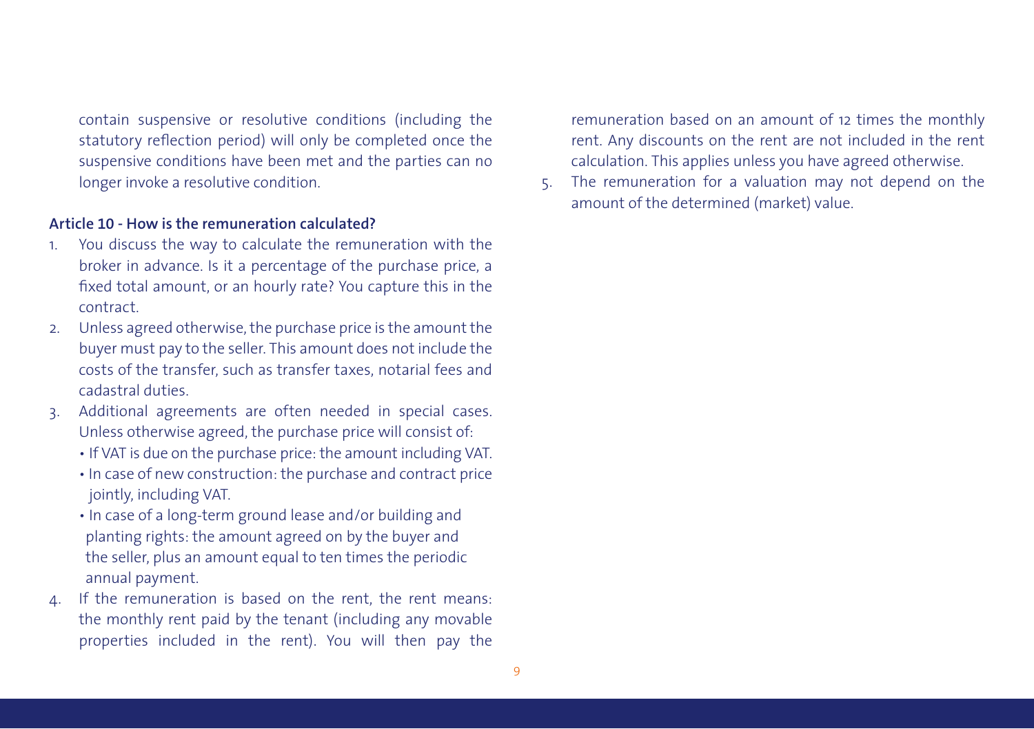contain suspensive or resolutive conditions (including the statutory reflection period) will only be completed once the suspensive conditions have been met and the parties can no longer invoke a resolutive condition.

**Article 10 - How is the remuneration calculated?**

1. You discuss the way to calculate the remuneration with the broker in advance. Is it a percentage of the purchase price, a fixed total amount, or an hourly rate? You capture this in the contract.
2. Unless agreed otherwise, the purchase price is the amount the buyer must pay to the seller. This amount does not include the costs of the transfer, such as transfer taxes, notarial fees and cadastral duties.
3. Additional agreements are often needed in special cases. Unless otherwise agreed, the purchase price will consist of:
   - If VAT is due on the purchase price: the amount including VAT.
   - In case of new construction: the purchase and contract price jointly, including VAT.
   - In case of a long-term ground lease and/or building and planting rights: the amount agreed on by the buyer and the seller, plus an amount equal to ten times the periodic annual payment.
4. If the remuneration is based on the rent, the rent means: the monthly rent paid by the tenant (including any movable properties included in the rent). You will then pay the remuneration based on an amount of 12 times the monthly rent. Any discounts on the rent are not included in the rent calculation. This applies unless you have agreed otherwise.
5. The remuneration for a valuation may not depend on the amount of the determined (market) value.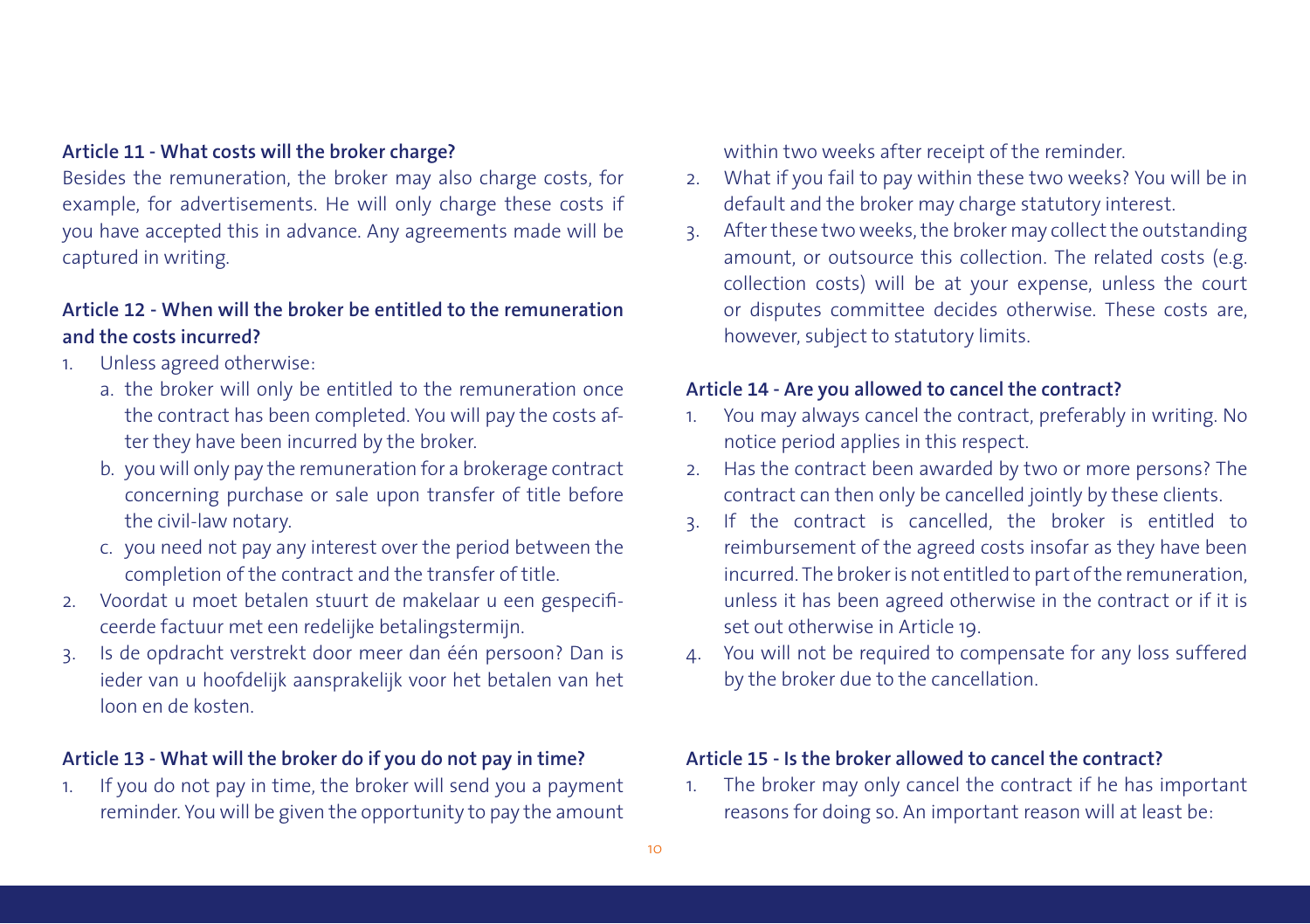**Article 11 - What costs will the broker charge?**

Besides the remuneration, the broker may also charge costs, for example, for advertisements. He will only charge these costs if you have accepted this in advance. Any agreements made will be captured in writing.

**Article 12 - When will the broker be entitled to the remuneration and the costs incurred?**

1. Unless agreed otherwise:
   a. the broker will only be entitled to the remuneration once the contract has been completed. You will pay the costs after they have been incurred by the broker.
   b. you will only pay the remuneration for a brokerage contract concerning purchase or sale upon transfer of title before the civil-law notary.
   c. you need not pay any interest over the period between the completion of the contract and the transfer of title.
2. Voordat u moet betalen stuurt de makelaar u een gespecificeerde factuur met een redelijke betalingstermijn.
3. Is de opdracht verstrekt door meer dan één persoon? Dan is ieder van u hoofdelijk aansprakelijk voor het betalen van het loon en de kosten.

**Article 13 - What will the broker do if you do not pay in time?**

1. If you do not pay in time, the broker will send you a payment reminder. You will be given the opportunity to pay the amount within two weeks after receipt of the reminder.
2. What if you fail to pay within these two weeks? You will be in default and the broker may charge statutory interest.
3. After these two weeks, the broker may collect the outstanding amount, or outsource this collection. The related costs (e.g. collection costs) will be at your expense, unless the court or disputes committee decides otherwise. These costs are, however, subject to statutory limits.

**Article 14 - Are you allowed to cancel the contract?**

1. You may always cancel the contract, preferably in writing. No notice period applies in this respect.
2. Has the contract been awarded by two or more persons? The contract can then only be cancelled jointly by these clients.
3. If the contract is cancelled, the broker is entitled to reimbursement of the agreed costs insofar as they have been incurred. The broker is not entitled to part of the remuneration, unless it has been agreed otherwise in the contract or if it is set out otherwise in Article 19.
4. You will not be required to compensate for any loss suffered by the broker due to the cancellation.

**Article 15 - Is the broker allowed to cancel the contract?**

1. The broker may only cancel the contract if he has important reasons for doing so. An important reason will at least be: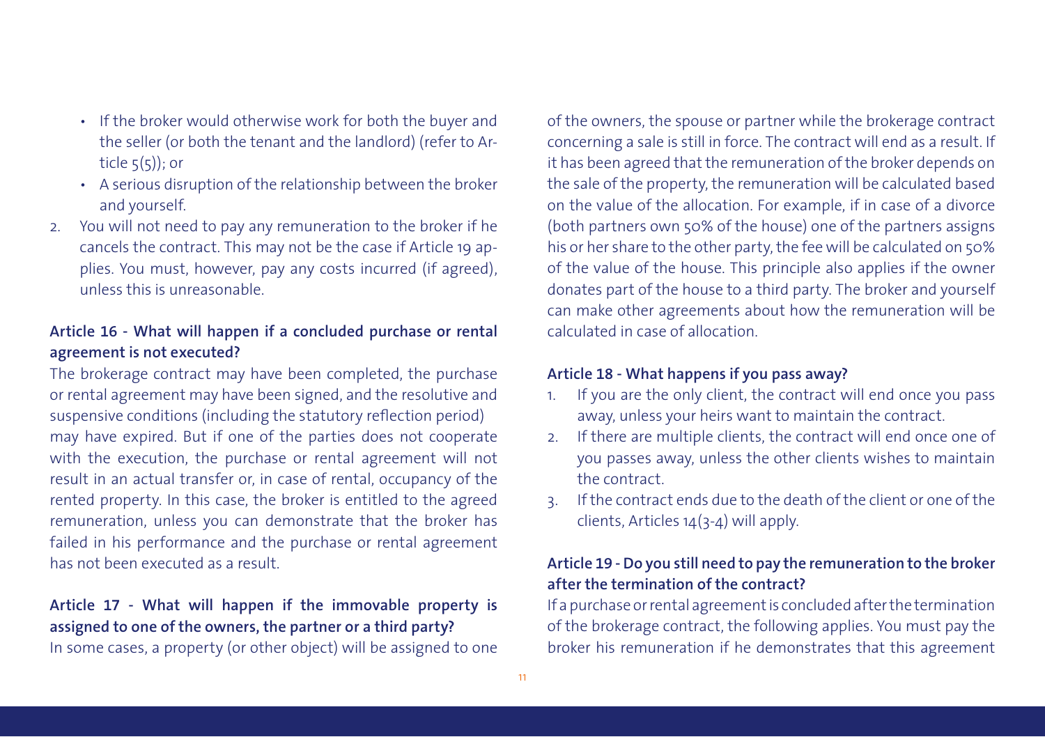- If the broker would otherwise work for both the buyer and the seller (or both the tenant and the landlord) (refer to Article 5(5)); or
- A serious disruption of the relationship between the broker and yourself.

2. You will not need to pay any remuneration to the broker if he cancels the contract. This may not be the case if Article 19 applies. You must, however, pay any costs incurred (if agreed), unless this is unreasonable.

### Article 16 - What will happen if a concluded purchase or rental agreement is not executed?

The brokerage contract may have been completed, the purchase or rental agreement may have been signed, and the resolutive and suspensive conditions (including the statutory reflection period) may have expired. But if one of the parties does not cooperate with the execution, the purchase or rental agreement will not result in an actual transfer or, in case of rental, occupancy of the rented property. In this case, the broker is entitled to the agreed remuneration, unless you can demonstrate that the broker has failed in his performance and the purchase or rental agreement has not been executed as a result.

### Article 17 - What will happen if the immovable property is assigned to one of the owners, the partner or a third party?

In some cases, a property (or other object) will be assigned to one of the owners, the spouse or partner while the brokerage contract concerning a sale is still in force. The contract will end as a result. If it has been agreed that the remuneration of the broker depends on the sale of the property, the remuneration will be calculated based on the value of the allocation. For example, if in case of a divorce (both partners own 50% of the house) one of the partners assigns his or her share to the other party, the fee will be calculated on 50% of the value of the house. This principle also applies if the owner donates part of the house to a third party. The broker and yourself can make other agreements about how the remuneration will be calculated in case of allocation.

### Article 18 - What happens if you pass away?

1. If you are the only client, the contract will end once you pass away, unless your heirs want to maintain the contract.
2. If there are multiple clients, the contract will end once one of you passes away, unless the other clients wishes to maintain the contract.
3. If the contract ends due to the death of the client or one of the clients, Articles 14(3-4) will apply.

### Article 19 - Do you still need to pay the remuneration to the broker after the termination of the contract?

If a purchase or rental agreement is concluded after the termination of the brokerage contract, the following applies. You must pay the broker his remuneration if he demonstrates that this agreement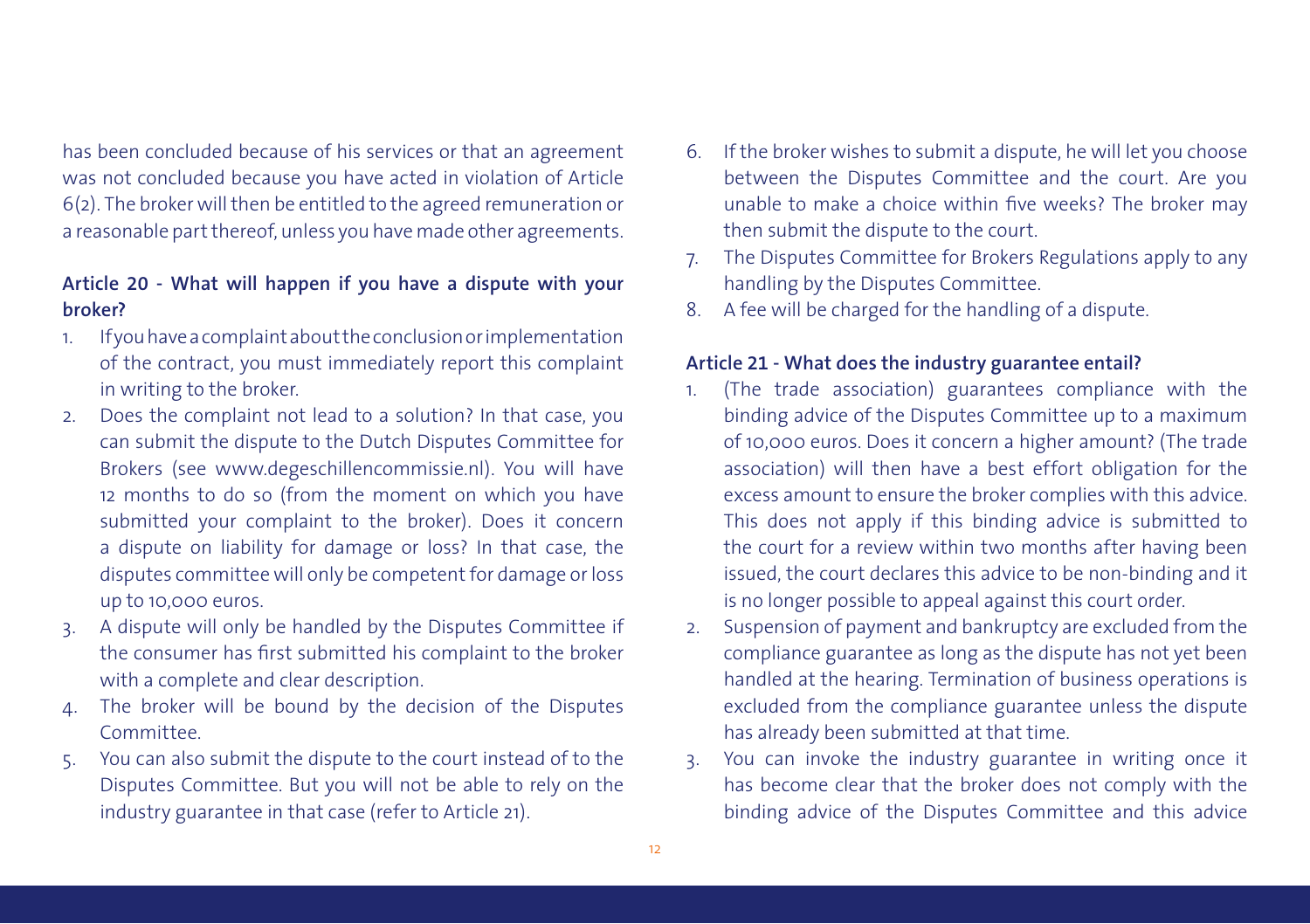has been concluded because of his services or that an agreement was not concluded because you have acted in violation of Article 6(2). The broker will then be entitled to the agreed remuneration or a reasonable part thereof, unless you have made other agreements.

### Article 20 - What will happen if you have a dispute with your broker?

1. If you have a complaint about the conclusion or implementation of the contract, you must immediately report this complaint in writing to the broker.
2. Does the complaint not lead to a solution? In that case, you can submit the dispute to the Dutch Disputes Committee for Brokers (see www.degeschillencommissie.nl). You will have 12 months to do so (from the moment on which you have submitted your complaint to the broker). Does it concern a dispute on liability for damage or loss? In that case, the disputes committee will only be competent for damage or loss up to 10,000 euros.
3. A dispute will only be handled by the Disputes Committee if the consumer has first submitted his complaint to the broker with a complete and clear description.
4. The broker will be bound by the decision of the Disputes Committee.
5. You can also submit the dispute to the court instead of to the Disputes Committee. But you will not be able to rely on the industry guarantee in that case (refer to Article 21).
6. If the broker wishes to submit a dispute, he will let you choose between the Disputes Committee and the court. Are you unable to make a choice within five weeks? The broker may then submit the dispute to the court.
7. The Disputes Committee for Brokers Regulations apply to any handling by the Disputes Committee.
8. A fee will be charged for the handling of a dispute.

### Article 21 - What does the industry guarantee entail?

1. (The trade association) guarantees compliance with the binding advice of the Disputes Committee up to a maximum of 10,000 euros. Does it concern a higher amount? (The trade association) will then have a best effort obligation for the excess amount to ensure the broker complies with this advice. This does not apply if this binding advice is submitted to the court for a review within two months after having been issued, the court declares this advice to be non-binding and it is no longer possible to appeal against this court order.
2. Suspension of payment and bankruptcy are excluded from the compliance guarantee as long as the dispute has not yet been handled at the hearing. Termination of business operations is excluded from the compliance guarantee unless the dispute has already been submitted at that time.
3. You can invoke the industry guarantee in writing once it has become clear that the broker does not comply with the binding advice of the Disputes Committee and this advice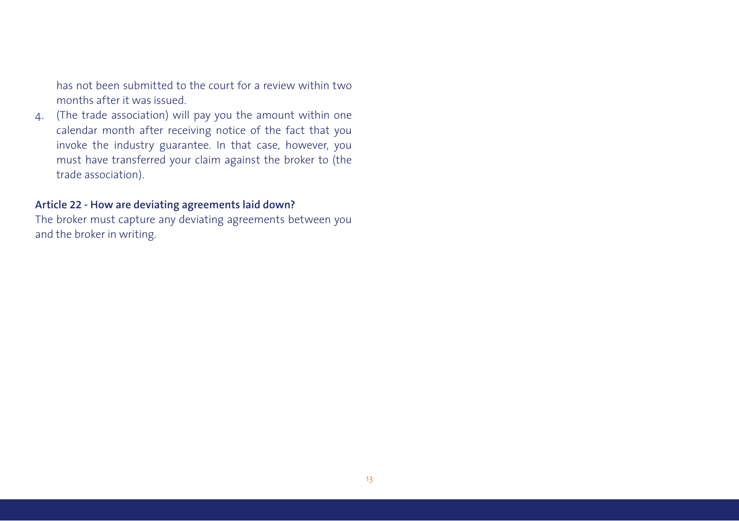has not been submitted to the court for a review within two months after it was issued.

4. (The trade association) will pay you the amount within one calendar month after receiving notice of the fact that you invoke the industry guarantee. In that case, however, you must have transferred your claim against the broker to (the trade association).

**Article 22 - How are deviating agreements laid down?**

The broker must capture any deviating agreements between you and the broker in writing.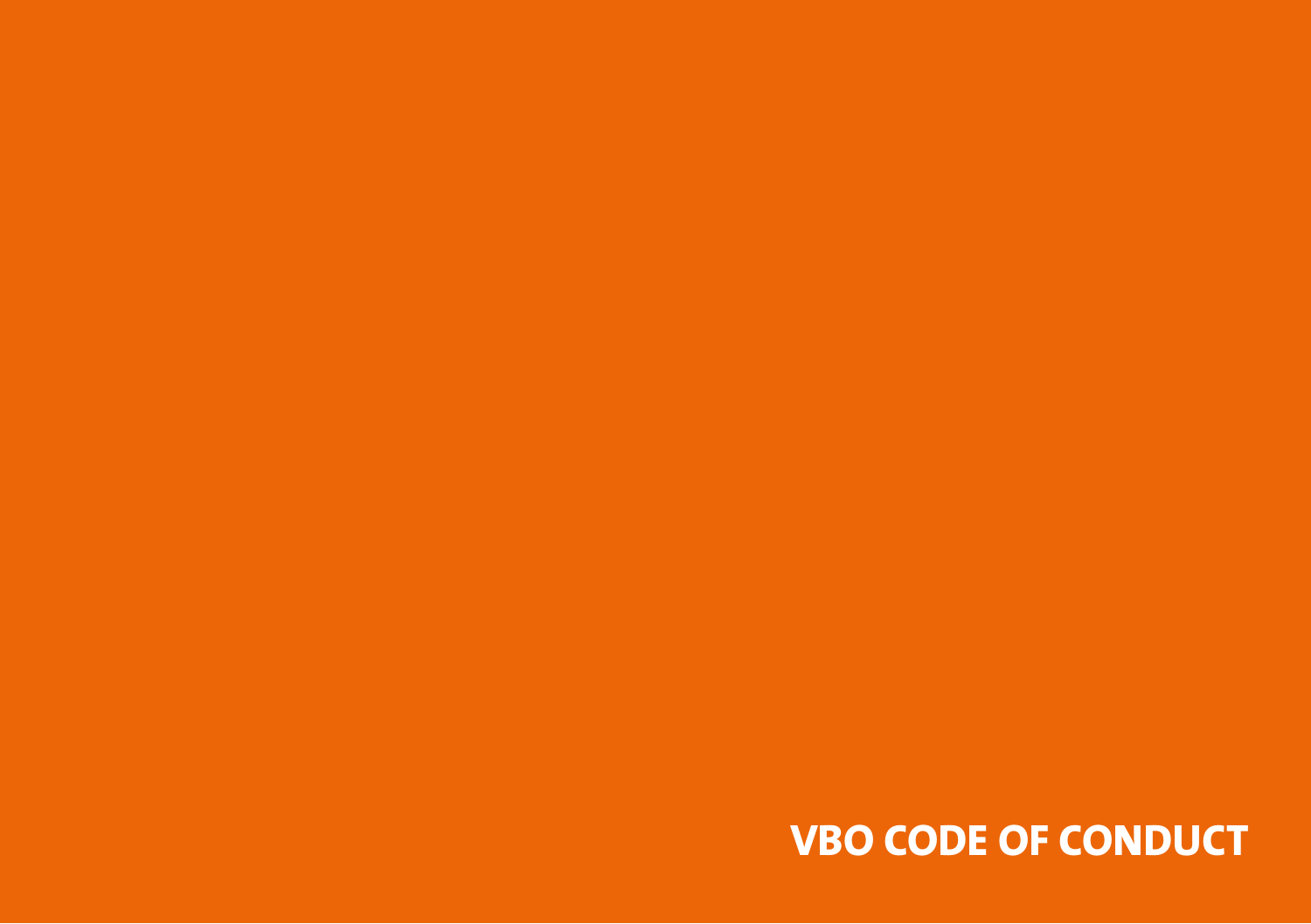VBO CODE OF CONDUCT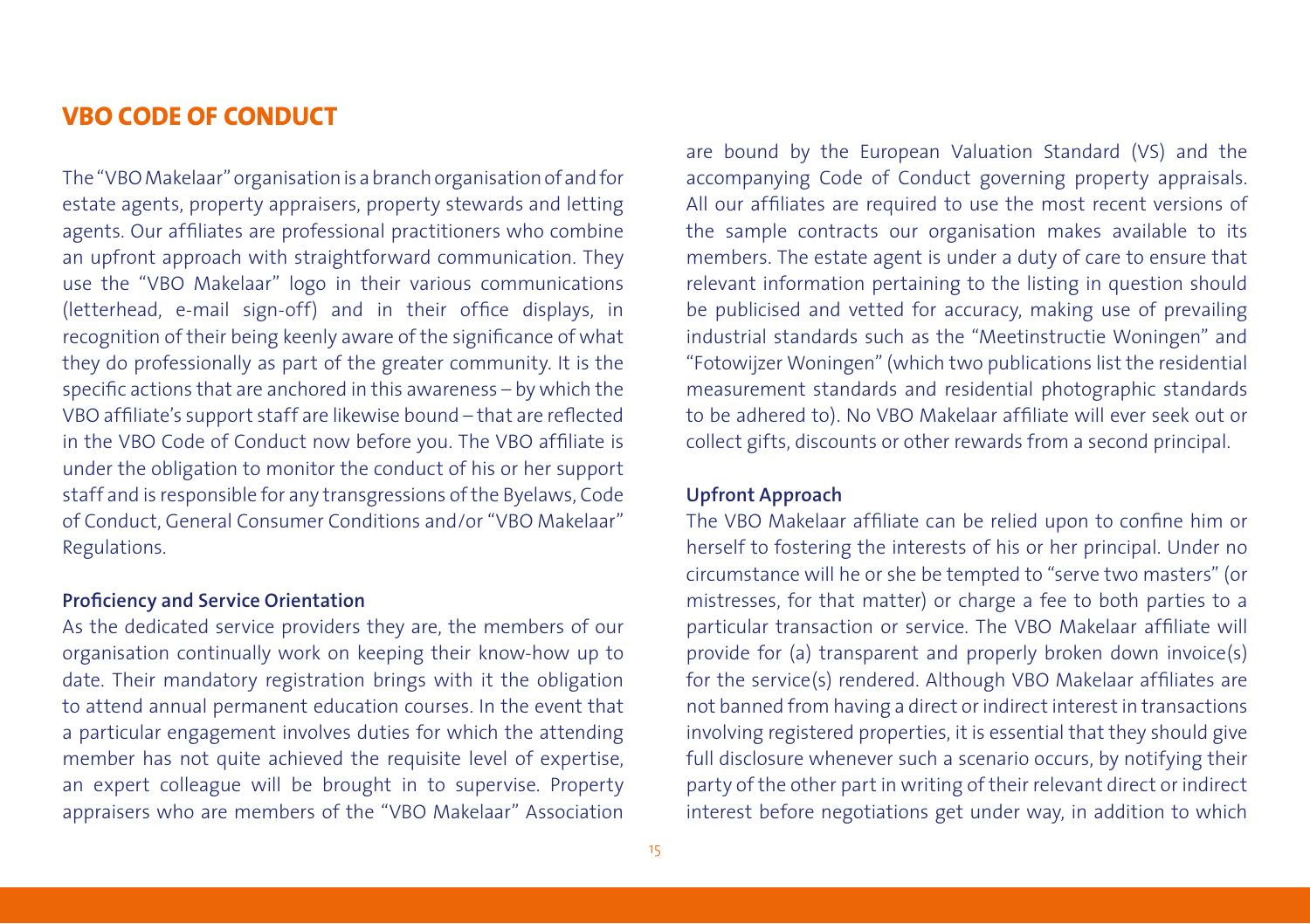## VBO CODE OF CONDUCT

The "VBO Makelaar" organisation is a branch organisation of and for estate agents, property appraisers, property stewards and letting agents. Our affiliates are professional practitioners who combine an upfront approach with straightforward communication. They use the "VBO Makelaar" logo in their various communications (letterhead, e-mail sign-off) and in their office displays, in recognition of their being keenly aware of the significance of what they do professionally as part of the greater community. It is the specific actions that are anchored in this awareness – by which the VBO affiliate's support staff are likewise bound – that are reflected in the VBO Code of Conduct now before you. The VBO affiliate is under the obligation to monitor the conduct of his or her support staff and is responsible for any transgressions of the Byelaws, Code of Conduct, General Consumer Conditions and/or "VBO Makelaar" Regulations.

### Proficiency and Service Orientation

As the dedicated service providers they are, the members of our organisation continually work on keeping their know-how up to date. Their mandatory registration brings with it the obligation to attend annual permanent education courses. In the event that a particular engagement involves duties for which the attending member has not quite achieved the requisite level of expertise, an expert colleague will be brought in to supervise. Property appraisers who are members of the "VBO Makelaar" Association are bound by the European Valuation Standard (VS) and the accompanying Code of Conduct governing property appraisals. All our affiliates are required to use the most recent versions of the sample contracts our organisation makes available to its members. The estate agent is under a duty of care to ensure that relevant information pertaining to the listing in question should be publicised and vetted for accuracy, making use of prevailing industrial standards such as the "Meetinstructie Woningen" and "Fotowijzer Woningen" (which two publications list the residential measurement standards and residential photographic standards to be adhered to). No VBO Makelaar affiliate will ever seek out or collect gifts, discounts or other rewards from a second principal.

### Upfront Approach

The VBO Makelaar affiliate can be relied upon to confine him or herself to fostering the interests of his or her principal. Under no circumstance will he or she be tempted to "serve two masters" (or mistresses, for that matter) or charge a fee to both parties to a particular transaction or service. The VBO Makelaar affiliate will provide for (a) transparent and properly broken down invoice(s) for the service(s) rendered. Although VBO Makelaar affiliates are not banned from having a direct or indirect interest in transactions involving registered properties, it is essential that they should give full disclosure whenever such a scenario occurs, by notifying their party of the other part in writing of their relevant direct or indirect interest before negotiations get under way, in addition to which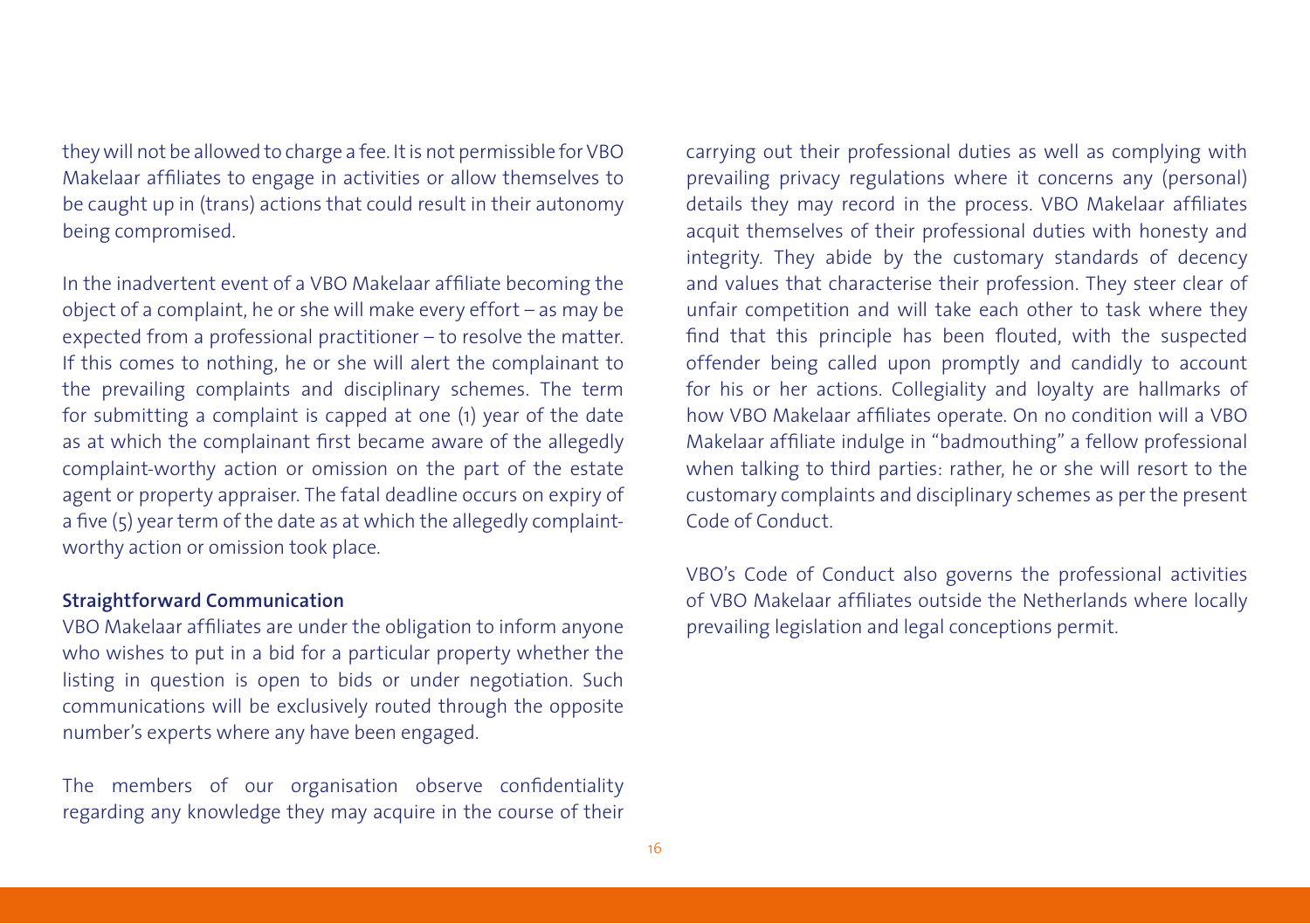they will not be allowed to charge a fee. It is not permissible for VBO Makelaar affiliates to engage in activities or allow themselves to be caught up in (trans) actions that could result in their autonomy being compromised.

In the inadvertent event of a VBO Makelaar affiliate becoming the object of a complaint, he or she will make every effort – as may be expected from a professional practitioner – to resolve the matter. If this comes to nothing, he or she will alert the complainant to the prevailing complaints and disciplinary schemes. The term for submitting a complaint is capped at one (1) year of the date as at which the complainant first became aware of the allegedly complaint-worthy action or omission on the part of the estate agent or property appraiser. The fatal deadline occurs on expiry of a five (5) year term of the date as at which the allegedly complaint-worthy action or omission took place.

**Straightforward Communication**

VBO Makelaar affiliates are under the obligation to inform anyone who wishes to put in a bid for a particular property whether the listing in question is open to bids or under negotiation. Such communications will be exclusively routed through the opposite number's experts where any have been engaged.

The members of our organisation observe confidentiality regarding any knowledge they may acquire in the course of their carrying out their professional duties as well as complying with prevailing privacy regulations where it concerns any (personal) details they may record in the process. VBO Makelaar affiliates acquit themselves of their professional duties with honesty and integrity. They abide by the customary standards of decency and values that characterise their profession. They steer clear of unfair competition and will take each other to task where they find that this principle has been flouted, with the suspected offender being called upon promptly and candidly to account for his or her actions. Collegiality and loyalty are hallmarks of how VBO Makelaar affiliates operate. On no condition will a VBO Makelaar affiliate indulge in "badmouthing" a fellow professional when talking to third parties: rather, he or she will resort to the customary complaints and disciplinary schemes as per the present Code of Conduct.

VBO's Code of Conduct also governs the professional activities of VBO Makelaar affiliates outside the Netherlands where locally prevailing legislation and legal conceptions permit.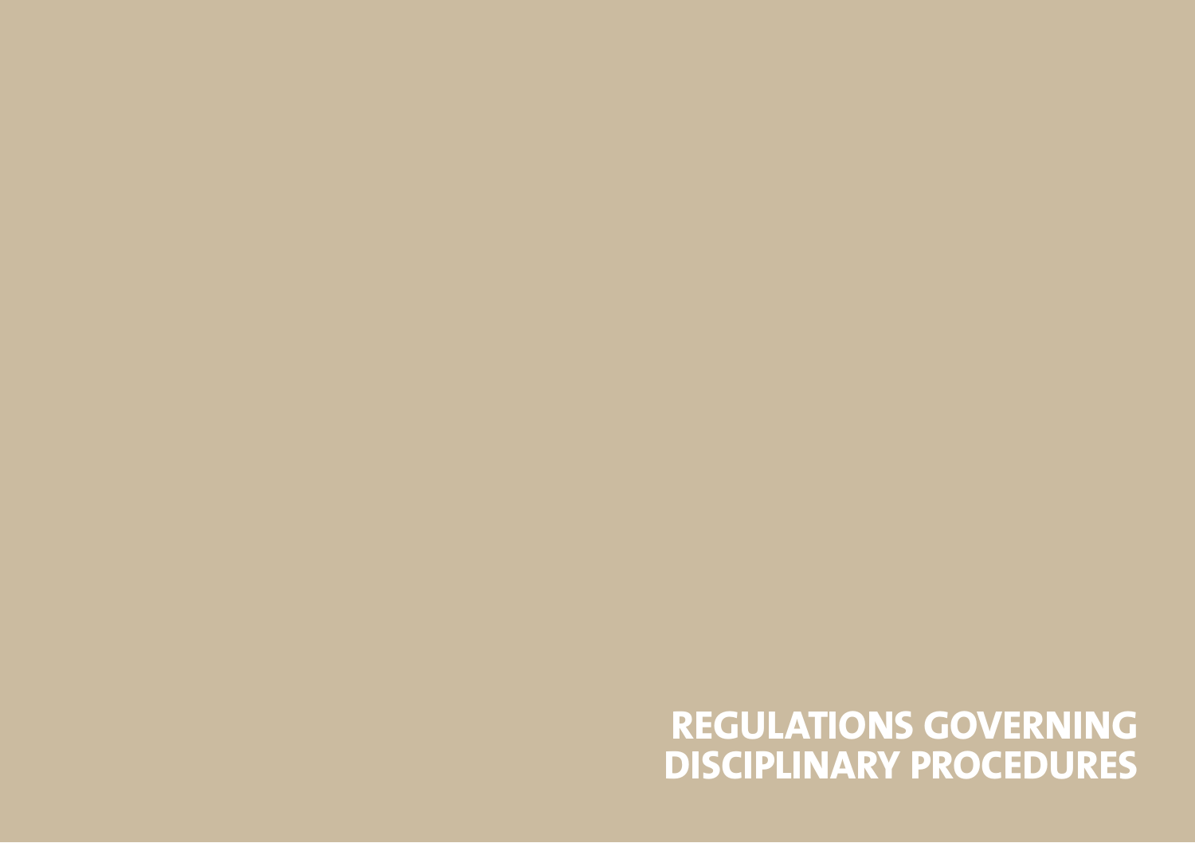# REGULATIONS GOVERNING DISCIPLINARY PROCEDURES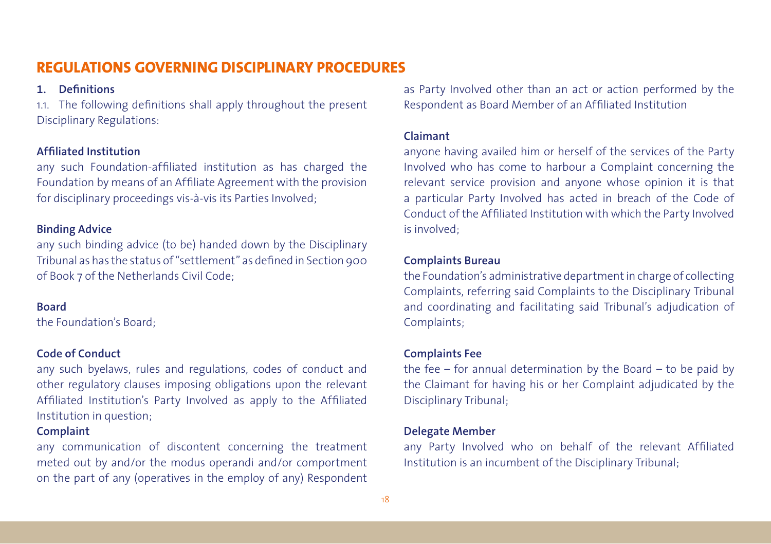# REGULATIONS GOVERNING DISCIPLINARY PROCEDURES

**1. Definitions**

1.1. The following definitions shall apply throughout the present Disciplinary Regulations:

**Affiliated Institution**

any such Foundation-affiliated institution as has charged the Foundation by means of an Affiliate Agreement with the provision for disciplinary proceedings vis-à-vis its Parties Involved;

**Binding Advice**

any such binding advice (to be) handed down by the Disciplinary Tribunal as has the status of "settlement" as defined in Section 900 of Book 7 of the Netherlands Civil Code;

**Board**

the Foundation's Board;

**Code of Conduct**

any such byelaws, rules and regulations, codes of conduct and other regulatory clauses imposing obligations upon the relevant Affiliated Institution's Party Involved as apply to the Affiliated Institution in question;

**Complaint**

any communication of discontent concerning the treatment meted out by and/or the modus operandi and/or comportment on the part of any (operatives in the employ of any) Respondent as Party Involved other than an act or action performed by the Respondent as Board Member of an Affiliated Institution

**Claimant**

anyone having availed him or herself of the services of the Party Involved who has come to harbour a Complaint concerning the relevant service provision and anyone whose opinion it is that a particular Party Involved has acted in breach of the Code of Conduct of the Affiliated Institution with which the Party Involved is involved;

**Complaints Bureau**

the Foundation's administrative department in charge of collecting Complaints, referring said Complaints to the Disciplinary Tribunal and coordinating and facilitating said Tribunal's adjudication of Complaints;

**Complaints Fee**

the fee – for annual determination by the Board – to be paid by the Claimant for having his or her Complaint adjudicated by the Disciplinary Tribunal;

**Delegate Member**

any Party Involved who on behalf of the relevant Affiliated Institution is an incumbent of the Disciplinary Tribunal;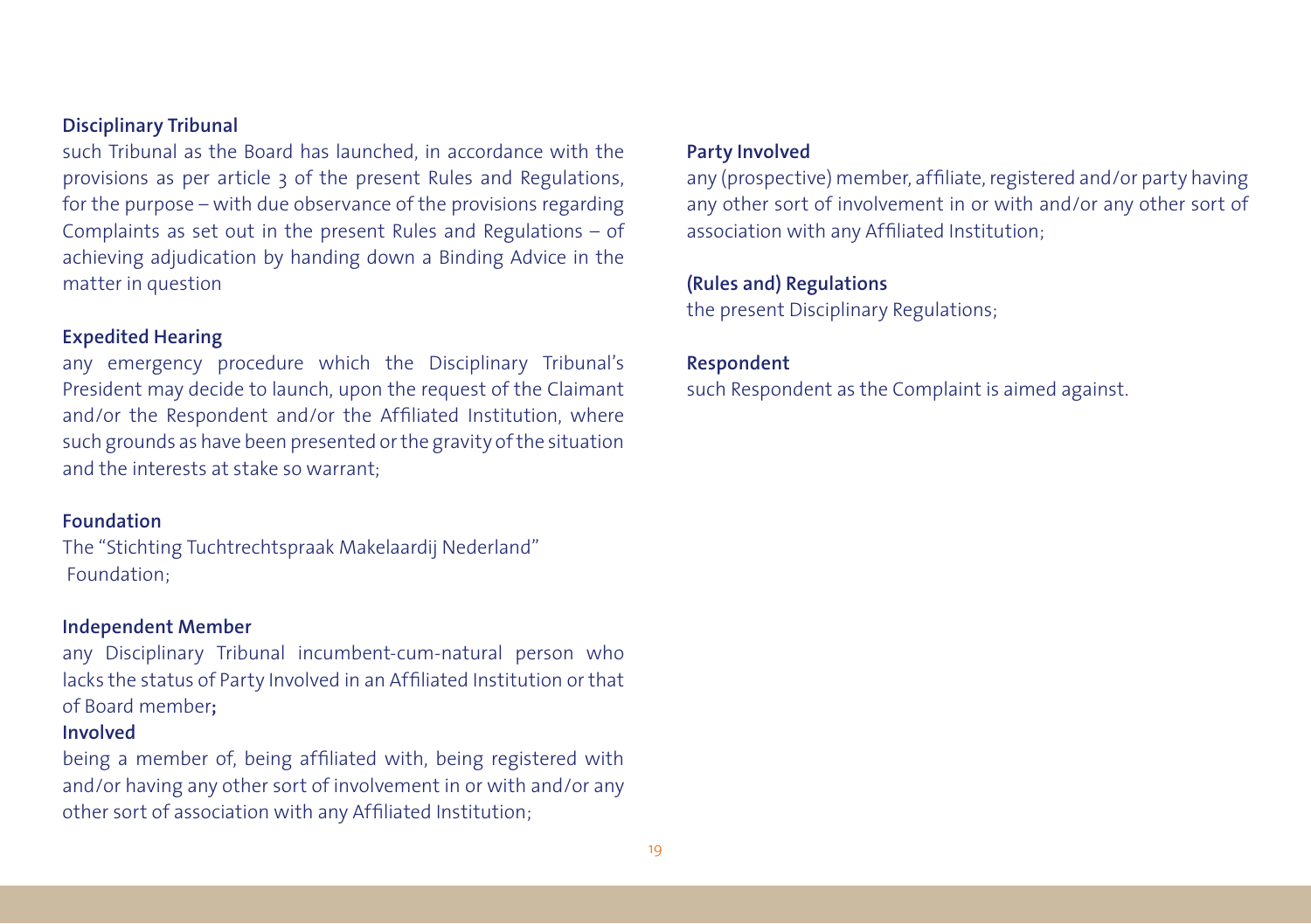**Disciplinary Tribunal**

such Tribunal as the Board has launched, in accordance with the provisions as per article 3 of the present Rules and Regulations, for the purpose – with due observance of the provisions regarding Complaints as set out in the present Rules and Regulations – of achieving adjudication by handing down a Binding Advice in the matter in question

**Expedited Hearing**

any emergency procedure which the Disciplinary Tribunal's President may decide to launch, upon the request of the Claimant and/or the Respondent and/or the Affiliated Institution, where such grounds as have been presented or the gravity of the situation and the interests at stake so warrant;

**Foundation**

The "Stichting Tuchtrechtspraak Makelaardij Nederland" Foundation;

**Independent Member**

any Disciplinary Tribunal incumbent-cum-natural person who lacks the status of Party Involved in an Affiliated Institution or that of Board member**;**

**Involved**

being a member of, being affiliated with, being registered with and/or having any other sort of involvement in or with and/or any other sort of association with any Affiliated Institution;

**Party Involved**

any (prospective) member, affiliate, registered and/or party having any other sort of involvement in or with and/or any other sort of association with any Affiliated Institution;

**(Rules and) Regulations**

the present Disciplinary Regulations;

**Respondent**

such Respondent as the Complaint is aimed against.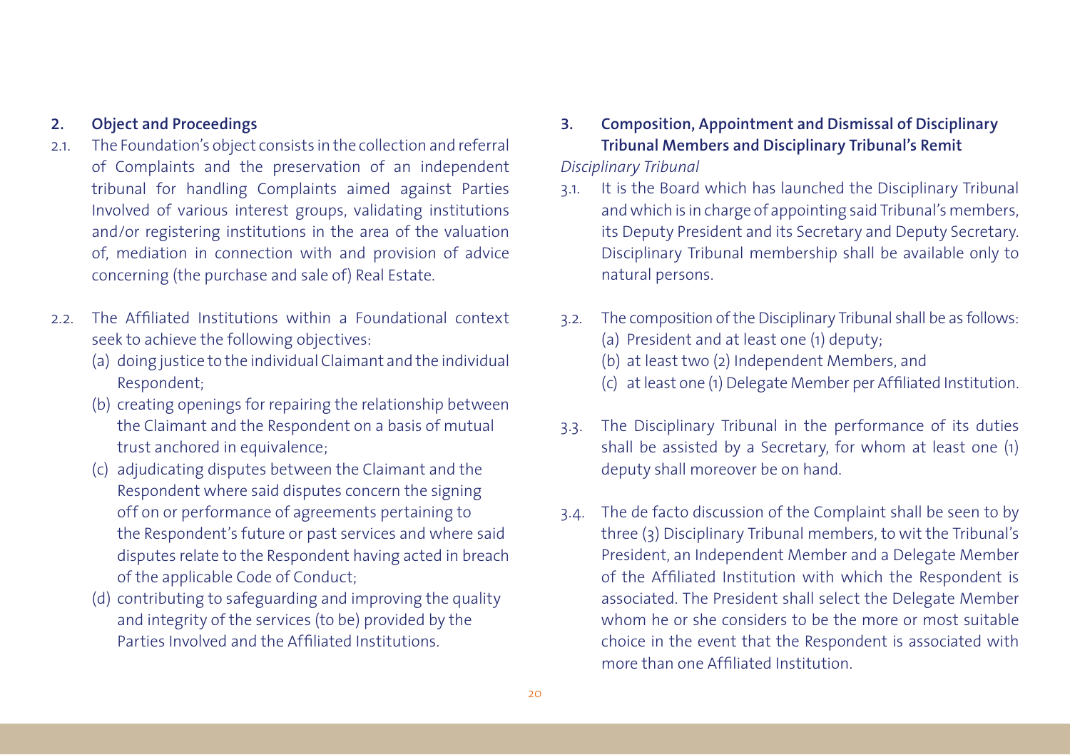## 2. Object and Proceedings

2.1. The Foundation's object consists in the collection and referral of Complaints and the preservation of an independent tribunal for handling Complaints aimed against Parties Involved of various interest groups, validating institutions and/or registering institutions in the area of the valuation of, mediation in connection with and provision of advice concerning (the purchase and sale of) Real Estate.

2.2. The Affiliated Institutions within a Foundational context seek to achieve the following objectives:
- (a) doing justice to the individual Claimant and the individual Respondent;
- (b) creating openings for repairing the relationship between the Claimant and the Respondent on a basis of mutual trust anchored in equivalence;
- (c) adjudicating disputes between the Claimant and the Respondent where said disputes concern the signing off on or performance of agreements pertaining to the Respondent's future or past services and where said disputes relate to the Respondent having acted in breach of the applicable Code of Conduct;
- (d) contributing to safeguarding and improving the quality and integrity of the services (to be) provided by the Parties Involved and the Affiliated Institutions.

## 3. Composition, Appointment and Dismissal of Disciplinary Tribunal Members and Disciplinary Tribunal's Remit

*Disciplinary Tribunal*

3.1. It is the Board which has launched the Disciplinary Tribunal and which is in charge of appointing said Tribunal's members, its Deputy President and its Secretary and Deputy Secretary. Disciplinary Tribunal membership shall be available only to natural persons.

3.2. The composition of the Disciplinary Tribunal shall be as follows:
- (a) President and at least one (1) deputy;
- (b) at least two (2) Independent Members, and
- (c) at least one (1) Delegate Member per Affiliated Institution.

3.3. The Disciplinary Tribunal in the performance of its duties shall be assisted by a Secretary, for whom at least one (1) deputy shall moreover be on hand.

3.4. The de facto discussion of the Complaint shall be seen to by three (3) Disciplinary Tribunal members, to wit the Tribunal's President, an Independent Member and a Delegate Member of the Affiliated Institution with which the Respondent is associated. The President shall select the Delegate Member whom he or she considers to be the more or most suitable choice in the event that the Respondent is associated with more than one Affiliated Institution.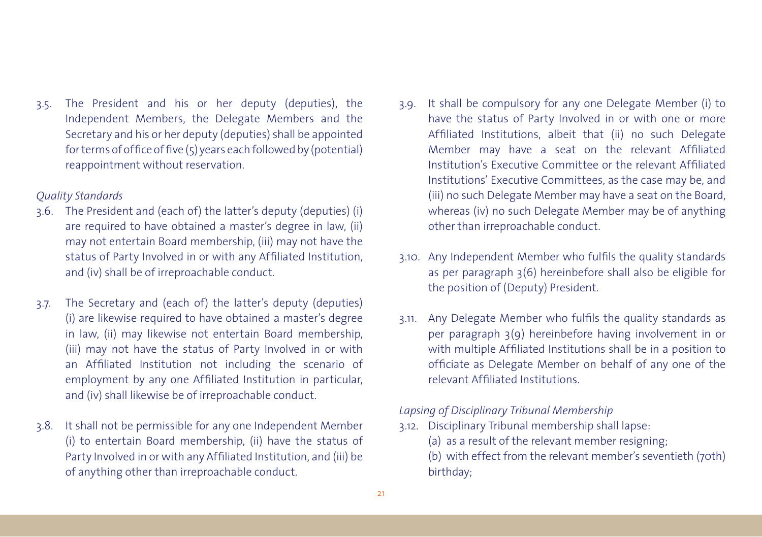3.5. The President and his or her deputy (deputies), the Independent Members, the Delegate Members and the Secretary and his or her deputy (deputies) shall be appointed for terms of office of five (5) years each followed by (potential) reappointment without reservation.

*Quality Standards*

3.6. The President and (each of) the latter's deputy (deputies) (i) are required to have obtained a master's degree in law, (ii) may not entertain Board membership, (iii) may not have the status of Party Involved in or with any Affiliated Institution, and (iv) shall be of irreproachable conduct.

3.7. The Secretary and (each of) the latter's deputy (deputies) (i) are likewise required to have obtained a master's degree in law, (ii) may likewise not entertain Board membership, (iii) may not have the status of Party Involved in or with an Affiliated Institution not including the scenario of employment by any one Affiliated Institution in particular, and (iv) shall likewise be of irreproachable conduct.

3.8. It shall not be permissible for any one Independent Member (i) to entertain Board membership, (ii) have the status of Party Involved in or with any Affiliated Institution, and (iii) be of anything other than irreproachable conduct.

3.9. It shall be compulsory for any one Delegate Member (i) to have the status of Party Involved in or with one or more Affiliated Institutions, albeit that (ii) no such Delegate Member may have a seat on the relevant Affiliated Institution's Executive Committee or the relevant Affiliated Institutions' Executive Committees, as the case may be, and (iii) no such Delegate Member may have a seat on the Board, whereas (iv) no such Delegate Member may be of anything other than irreproachable conduct.

3.10. Any Independent Member who fulfils the quality standards as per paragraph 3(6) hereinbefore shall also be eligible for the position of (Deputy) President.

3.11. Any Delegate Member who fulfils the quality standards as per paragraph 3(9) hereinbefore having involvement in or with multiple Affiliated Institutions shall be in a position to officiate as Delegate Member on behalf of any one of the relevant Affiliated Institutions.

*Lapsing of Disciplinary Tribunal Membership*

3.12. Disciplinary Tribunal membership shall lapse:

(a) as a result of the relevant member resigning;

(b) with effect from the relevant member's seventieth (70th) birthday;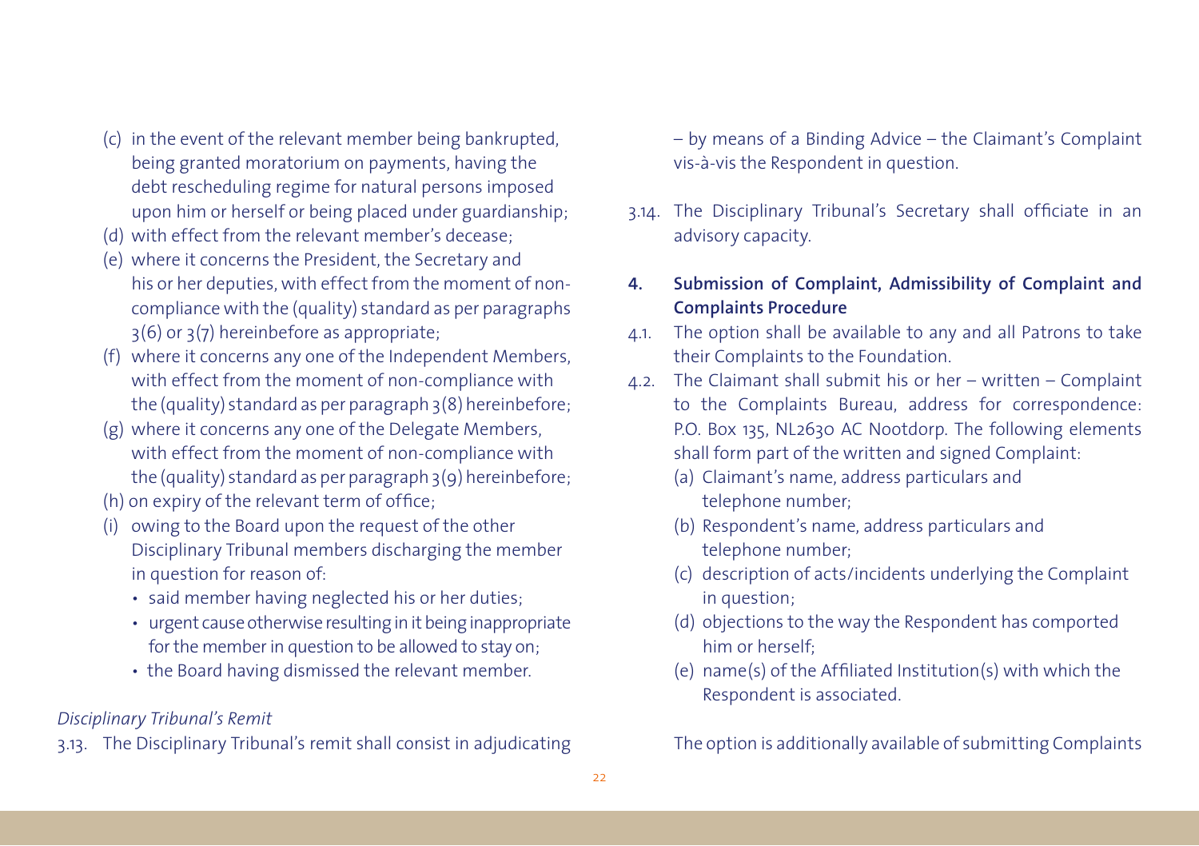(c) in the event of the relevant member being bankrupted, being granted moratorium on payments, having the debt rescheduling regime for natural persons imposed upon him or herself or being placed under guardianship;

(d) with effect from the relevant member's decease;

(e) where it concerns the President, the Secretary and his or her deputies, with effect from the moment of non-compliance with the (quality) standard as per paragraphs 3(6) or 3(7) hereinbefore as appropriate;

(f) where it concerns any one of the Independent Members, with effect from the moment of non-compliance with the (quality) standard as per paragraph 3(8) hereinbefore;

(g) where it concerns any one of the Delegate Members, with effect from the moment of non-compliance with the (quality) standard as per paragraph 3(9) hereinbefore;

(h) on expiry of the relevant term of office;

(i) owing to the Board upon the request of the other Disciplinary Tribunal members discharging the member in question for reason of:

- said member having neglected his or her duties;
- urgent cause otherwise resulting in it being inappropriate for the member in question to be allowed to stay on;
- the Board having dismissed the relevant member.

*Disciplinary Tribunal's Remit*

3.13. The Disciplinary Tribunal's remit shall consist in adjudicating – by means of a Binding Advice – the Claimant's Complaint vis-à-vis the Respondent in question.

3.14. The Disciplinary Tribunal's Secretary shall officiate in an advisory capacity.

## 4. Submission of Complaint, Admissibility of Complaint and Complaints Procedure

4.1. The option shall be available to any and all Patrons to take their Complaints to the Foundation.

4.2. The Claimant shall submit his or her – written – Complaint to the Complaints Bureau, address for correspondence: P.O. Box 135, NL2630 AC Nootdorp. The following elements shall form part of the written and signed Complaint:

(a) Claimant's name, address particulars and telephone number;

(b) Respondent's name, address particulars and telephone number;

(c) description of acts/incidents underlying the Complaint in question;

(d) objections to the way the Respondent has comported him or herself;

(e) name(s) of the Affiliated Institution(s) with which the Respondent is associated.

The option is additionally available of submitting Complaints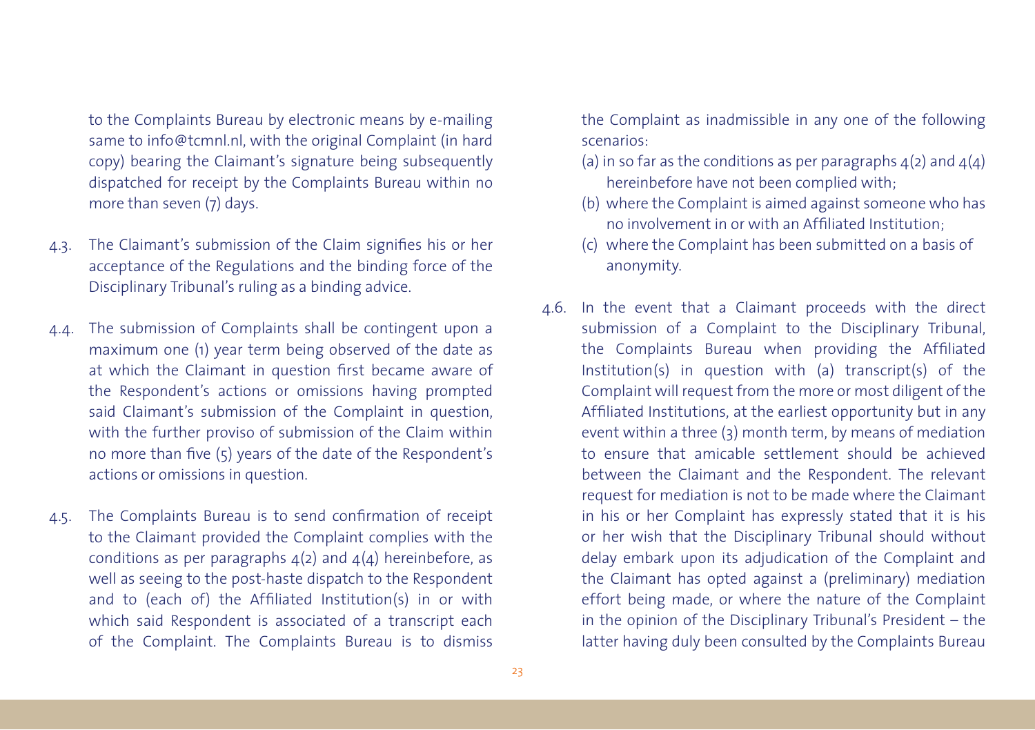to the Complaints Bureau by electronic means by e-mailing same to info@tcmnl.nl, with the original Complaint (in hard copy) bearing the Claimant's signature being subsequently dispatched for receipt by the Complaints Bureau within no more than seven (7) days.

4.3. The Claimant's submission of the Claim signifies his or her acceptance of the Regulations and the binding force of the Disciplinary Tribunal's ruling as a binding advice.

4.4. The submission of Complaints shall be contingent upon a maximum one (1) year term being observed of the date as at which the Claimant in question first became aware of the Respondent's actions or omissions having prompted said Claimant's submission of the Complaint in question, with the further proviso of submission of the Claim within no more than five (5) years of the date of the Respondent's actions or omissions in question.

4.5. The Complaints Bureau is to send confirmation of receipt to the Claimant provided the Complaint complies with the conditions as per paragraphs 4(2) and 4(4) hereinbefore, as well as seeing to the post-haste dispatch to the Respondent and to (each of) the Affiliated Institution(s) in or with which said Respondent is associated of a transcript each of the Complaint. The Complaints Bureau is to dismiss the Complaint as inadmissible in any one of the following scenarios:

(a) in so far as the conditions as per paragraphs 4(2) and 4(4) hereinbefore have not been complied with;
(b) where the Complaint is aimed against someone who has no involvement in or with an Affiliated Institution;
(c) where the Complaint has been submitted on a basis of anonymity.

4.6. In the event that a Claimant proceeds with the direct submission of a Complaint to the Disciplinary Tribunal, the Complaints Bureau when providing the Affiliated Institution(s) in question with (a) transcript(s) of the Complaint will request from the more or most diligent of the Affiliated Institutions, at the earliest opportunity but in any event within a three (3) month term, by means of mediation to ensure that amicable settlement should be achieved between the Claimant and the Respondent. The relevant request for mediation is not to be made where the Claimant in his or her Complaint has expressly stated that it is his or her wish that the Disciplinary Tribunal should without delay embark upon its adjudication of the Complaint and the Claimant has opted against a (preliminary) mediation effort being made, or where the nature of the Complaint in the opinion of the Disciplinary Tribunal's President – the latter having duly been consulted by the Complaints Bureau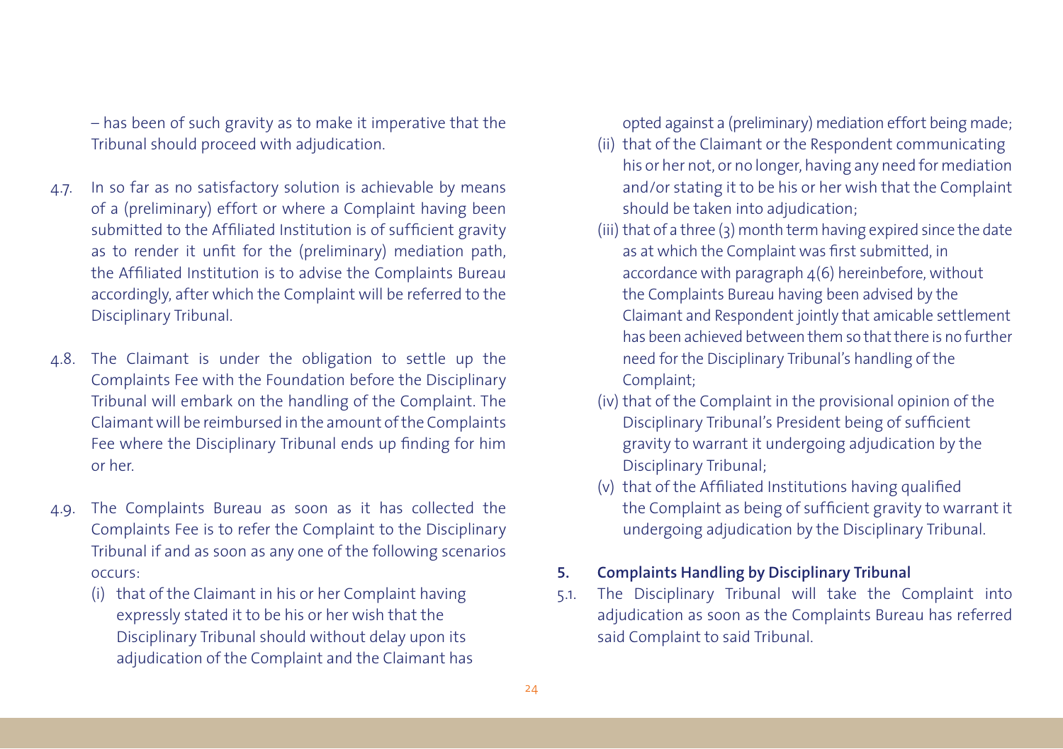– has been of such gravity as to make it imperative that the Tribunal should proceed with adjudication.

4.7. In so far as no satisfactory solution is achievable by means of a (preliminary) effort or where a Complaint having been submitted to the Affiliated Institution is of sufficient gravity as to render it unfit for the (preliminary) mediation path, the Affiliated Institution is to advise the Complaints Bureau accordingly, after which the Complaint will be referred to the Disciplinary Tribunal.

4.8. The Claimant is under the obligation to settle up the Complaints Fee with the Foundation before the Disciplinary Tribunal will embark on the handling of the Complaint. The Claimant will be reimbursed in the amount of the Complaints Fee where the Disciplinary Tribunal ends up finding for him or her.

4.9. The Complaints Bureau as soon as it has collected the Complaints Fee is to refer the Complaint to the Disciplinary Tribunal if and as soon as any one of the following scenarios occurs:

(i) that of the Claimant in his or her Complaint having expressly stated it to be his or her wish that the Disciplinary Tribunal should without delay upon its adjudication of the Complaint and the Claimant has opted against a (preliminary) mediation effort being made;

(ii) that of the Claimant or the Respondent communicating his or her not, or no longer, having any need for mediation and/or stating it to be his or her wish that the Complaint should be taken into adjudication;

(iii) that of a three (3) month term having expired since the date as at which the Complaint was first submitted, in accordance with paragraph 4(6) hereinbefore, without the Complaints Bureau having been advised by the Claimant and Respondent jointly that amicable settlement has been achieved between them so that there is no further need for the Disciplinary Tribunal's handling of the Complaint;

(iv) that of the Complaint in the provisional opinion of the Disciplinary Tribunal's President being of sufficient gravity to warrant it undergoing adjudication by the Disciplinary Tribunal;

(v) that of the Affiliated Institutions having qualified the Complaint as being of sufficient gravity to warrant it undergoing adjudication by the Disciplinary Tribunal.

## 5. Complaints Handling by Disciplinary Tribunal

5.1. The Disciplinary Tribunal will take the Complaint into adjudication as soon as the Complaints Bureau has referred said Complaint to said Tribunal.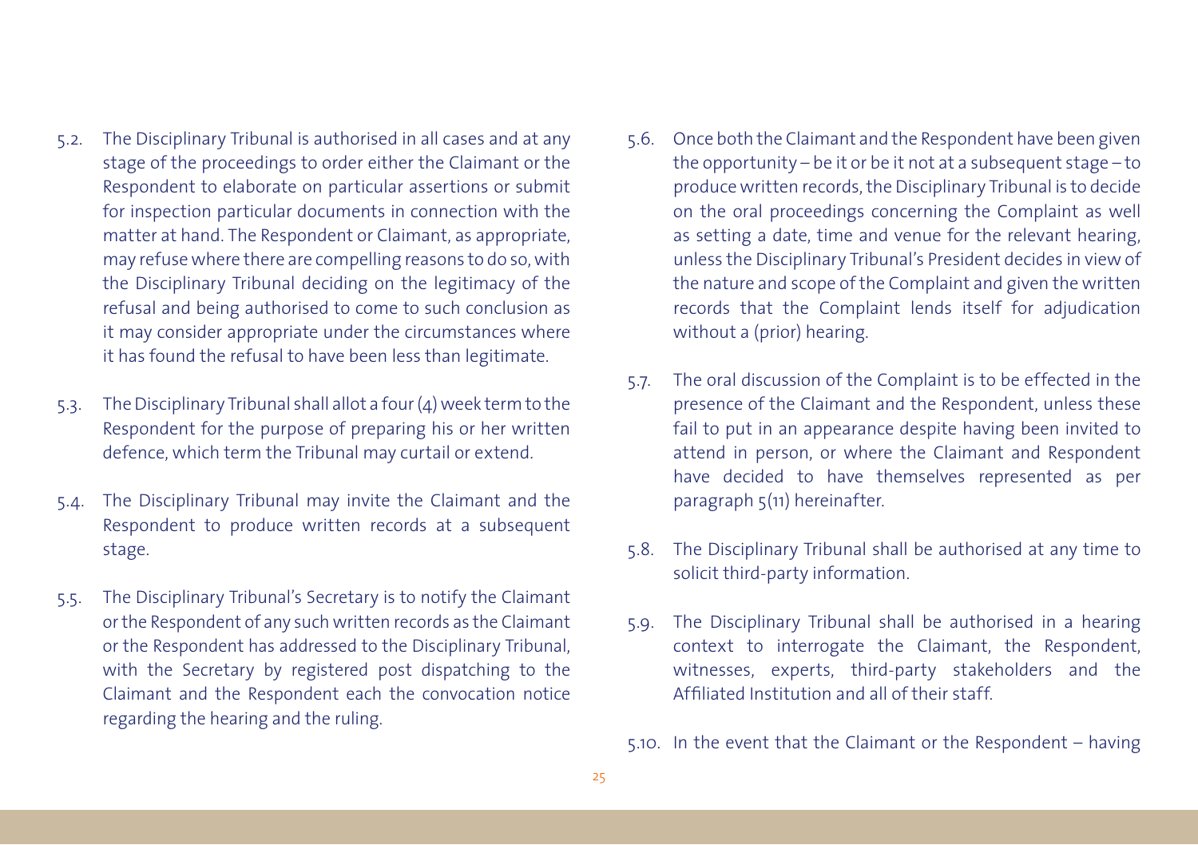5.2. The Disciplinary Tribunal is authorised in all cases and at any stage of the proceedings to order either the Claimant or the Respondent to elaborate on particular assertions or submit for inspection particular documents in connection with the matter at hand. The Respondent or Claimant, as appropriate, may refuse where there are compelling reasons to do so, with the Disciplinary Tribunal deciding on the legitimacy of the refusal and being authorised to come to such conclusion as it may consider appropriate under the circumstances where it has found the refusal to have been less than legitimate.

5.3. The Disciplinary Tribunal shall allot a four (4) week term to the Respondent for the purpose of preparing his or her written defence, which term the Tribunal may curtail or extend.

5.4. The Disciplinary Tribunal may invite the Claimant and the Respondent to produce written records at a subsequent stage.

5.5. The Disciplinary Tribunal's Secretary is to notify the Claimant or the Respondent of any such written records as the Claimant or the Respondent has addressed to the Disciplinary Tribunal, with the Secretary by registered post dispatching to the Claimant and the Respondent each the convocation notice regarding the hearing and the ruling.

5.6. Once both the Claimant and the Respondent have been given the opportunity – be it or be it not at a subsequent stage – to produce written records, the Disciplinary Tribunal is to decide on the oral proceedings concerning the Complaint as well as setting a date, time and venue for the relevant hearing, unless the Disciplinary Tribunal's President decides in view of the nature and scope of the Complaint and given the written records that the Complaint lends itself for adjudication without a (prior) hearing.

5.7. The oral discussion of the Complaint is to be effected in the presence of the Claimant and the Respondent, unless these fail to put in an appearance despite having been invited to attend in person, or where the Claimant and Respondent have decided to have themselves represented as per paragraph 5(11) hereinafter.

5.8. The Disciplinary Tribunal shall be authorised at any time to solicit third-party information.

5.9. The Disciplinary Tribunal shall be authorised in a hearing context to interrogate the Claimant, the Respondent, witnesses, experts, third-party stakeholders and the Affiliated Institution and all of their staff.

5.10. In the event that the Claimant or the Respondent – having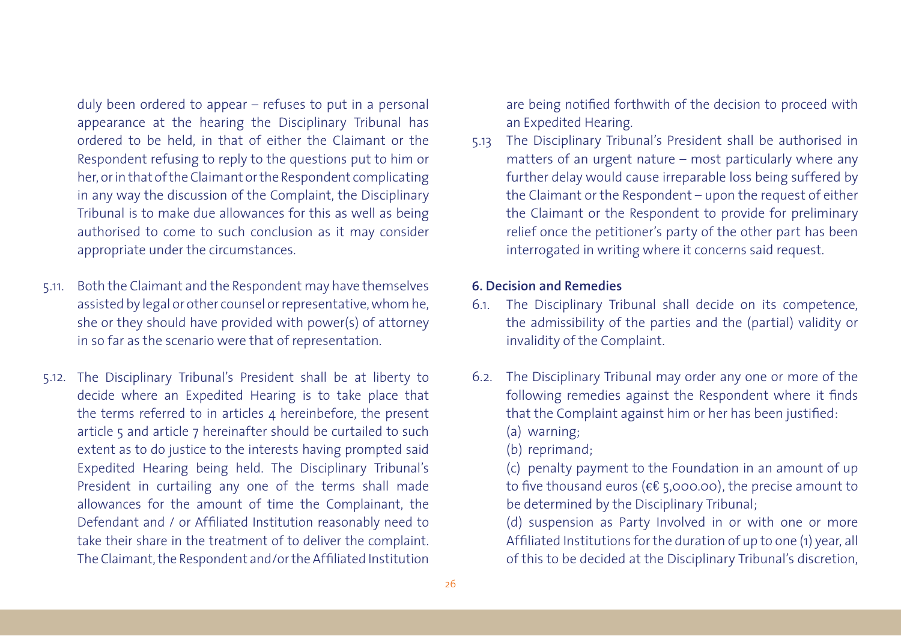duly been ordered to appear – refuses to put in a personal appearance at the hearing the Disciplinary Tribunal has ordered to be held, in that of either the Claimant or the Respondent refusing to reply to the questions put to him or her, or in that of the Claimant or the Respondent complicating in any way the discussion of the Complaint, the Disciplinary Tribunal is to make due allowances for this as well as being authorised to come to such conclusion as it may consider appropriate under the circumstances.

5.11. Both the Claimant and the Respondent may have themselves assisted by legal or other counsel or representative, whom he, she or they should have provided with power(s) of attorney in so far as the scenario were that of representation.

5.12. The Disciplinary Tribunal's President shall be at liberty to decide where an Expedited Hearing is to take place that the terms referred to in articles 4 hereinbefore, the present article 5 and article 7 hereinafter should be curtailed to such extent as to do justice to the interests having prompted said Expedited Hearing being held. The Disciplinary Tribunal's President in curtailing any one of the terms shall made allowances for the amount of time the Complainant, the Defendant and / or Affiliated Institution reasonably need to take their share in the treatment of to deliver the complaint. The Claimant, the Respondent and/or the Affiliated Institution are being notified forthwith of the decision to proceed with an Expedited Hearing.

5.13 The Disciplinary Tribunal's President shall be authorised in matters of an urgent nature – most particularly where any further delay would cause irreparable loss being suffered by the Claimant or the Respondent – upon the request of either the Claimant or the Respondent to provide for preliminary relief once the petitioner's party of the other part has been interrogated in writing where it concerns said request.

**6. Decision and Remedies**

6.1. The Disciplinary Tribunal shall decide on its competence, the admissibility of the parties and the (partial) validity or invalidity of the Complaint.

6.2. The Disciplinary Tribunal may order any one or more of the following remedies against the Respondent where it finds that the Complaint against him or her has been justified:

(a) warning;

(b) reprimand;

(c) penalty payment to the Foundation in an amount of up to five thousand euros (€€ 5,000.00), the precise amount to be determined by the Disciplinary Tribunal;

(d) suspension as Party Involved in or with one or more Affiliated Institutions for the duration of up to one (1) year, all of this to be decided at the Disciplinary Tribunal's discretion,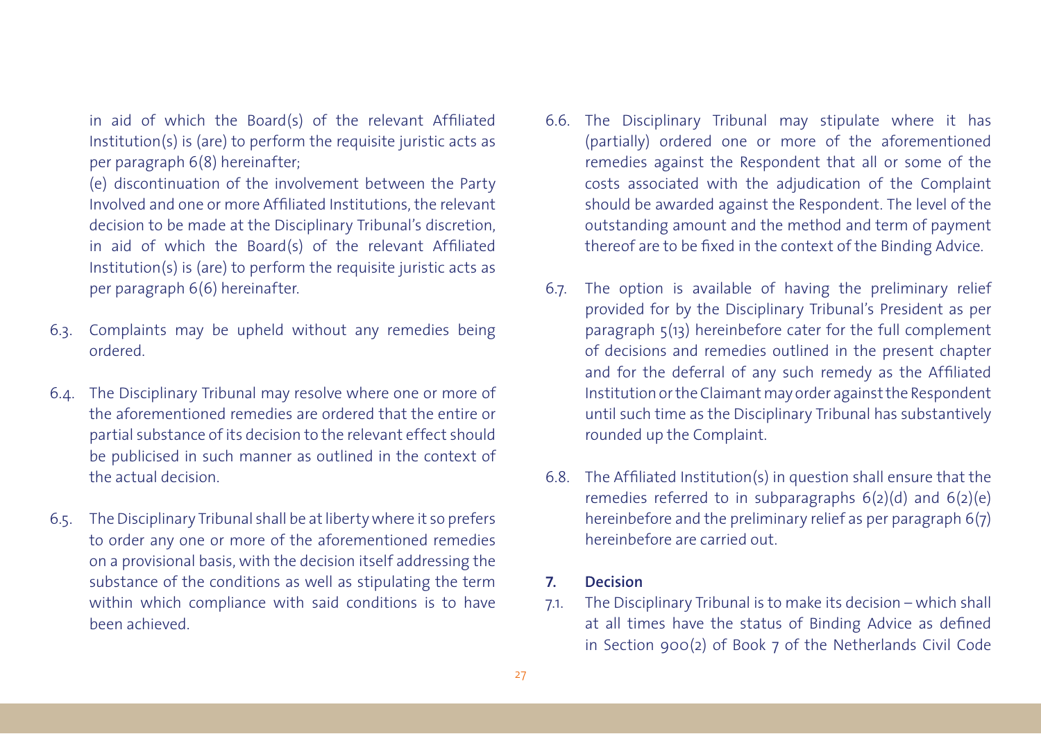in aid of which the Board(s) of the relevant Affiliated Institution(s) is (are) to perform the requisite juristic acts as per paragraph 6(8) hereinafter;

(e) discontinuation of the involvement between the Party Involved and one or more Affiliated Institutions, the relevant decision to be made at the Disciplinary Tribunal's discretion, in aid of which the Board(s) of the relevant Affiliated Institution(s) is (are) to perform the requisite juristic acts as per paragraph 6(6) hereinafter.

6.3. Complaints may be upheld without any remedies being ordered.

6.4. The Disciplinary Tribunal may resolve where one or more of the aforementioned remedies are ordered that the entire or partial substance of its decision to the relevant effect should be publicised in such manner as outlined in the context of the actual decision.

6.5. The Disciplinary Tribunal shall be at liberty where it so prefers to order any one or more of the aforementioned remedies on a provisional basis, with the decision itself addressing the substance of the conditions as well as stipulating the term within which compliance with said conditions is to have been achieved.

6.6. The Disciplinary Tribunal may stipulate where it has (partially) ordered one or more of the aforementioned remedies against the Respondent that all or some of the costs associated with the adjudication of the Complaint should be awarded against the Respondent. The level of the outstanding amount and the method and term of payment thereof are to be fixed in the context of the Binding Advice.

6.7. The option is available of having the preliminary relief provided for by the Disciplinary Tribunal's President as per paragraph 5(13) hereinbefore cater for the full complement of decisions and remedies outlined in the present chapter and for the deferral of any such remedy as the Affiliated Institution or the Claimant may order against the Respondent until such time as the Disciplinary Tribunal has substantively rounded up the Complaint.

6.8. The Affiliated Institution(s) in question shall ensure that the remedies referred to in subparagraphs 6(2)(d) and 6(2)(e) hereinbefore and the preliminary relief as per paragraph 6(7) hereinbefore are carried out.

**7. Decision**

7.1. The Disciplinary Tribunal is to make its decision – which shall at all times have the status of Binding Advice as defined in Section 900(2) of Book 7 of the Netherlands Civil Code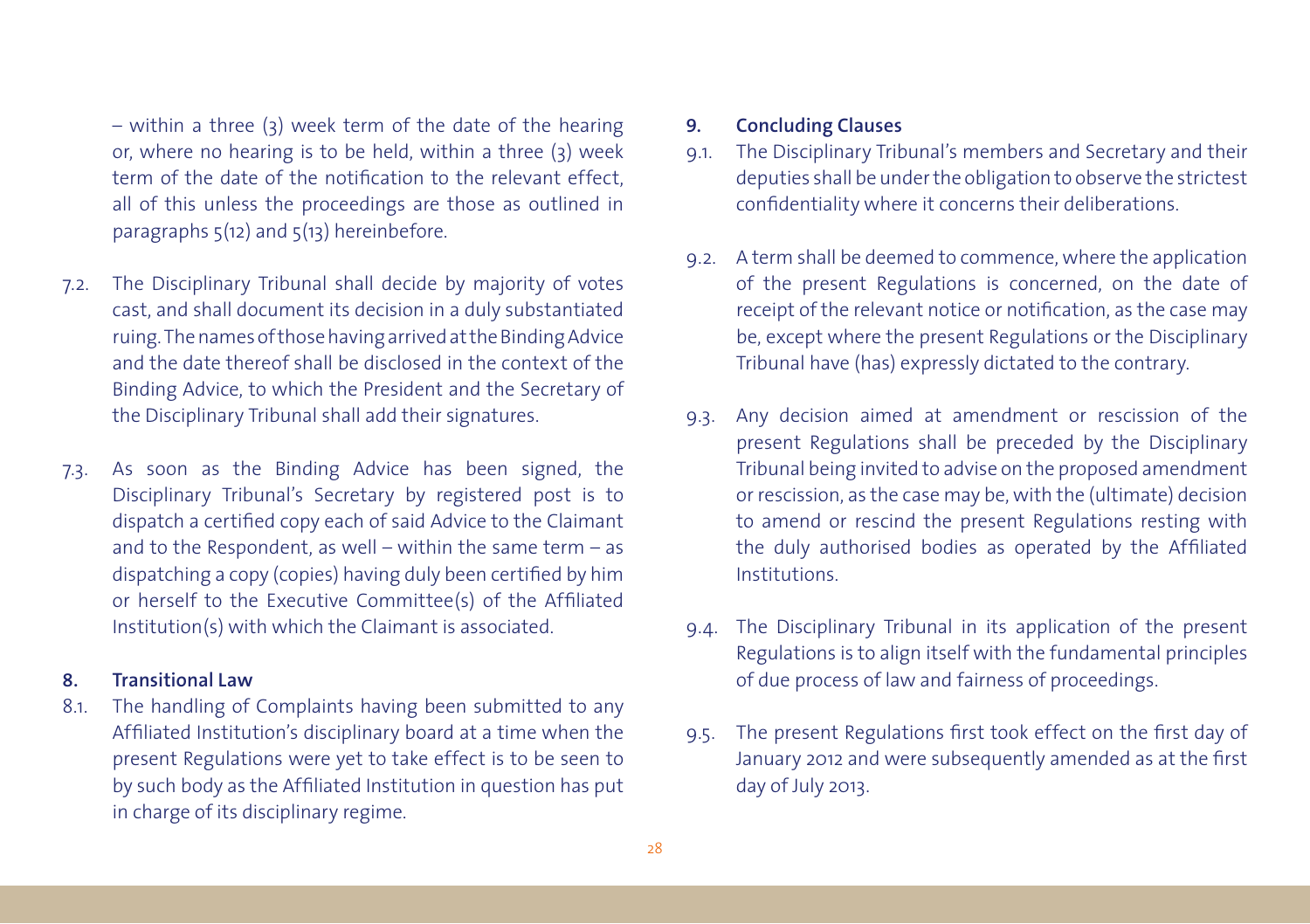– within a three (3) week term of the date of the hearing or, where no hearing is to be held, within a three (3) week term of the date of the notification to the relevant effect, all of this unless the proceedings are those as outlined in paragraphs 5(12) and 5(13) hereinbefore.

7.2. The Disciplinary Tribunal shall decide by majority of votes cast, and shall document its decision in a duly substantiated ruling. The names of those having arrived at the Binding Advice and the date thereof shall be disclosed in the context of the Binding Advice, to which the President and the Secretary of the Disciplinary Tribunal shall add their signatures.

7.3. As soon as the Binding Advice has been signed, the Disciplinary Tribunal's Secretary by registered post is to dispatch a certified copy each of said Advice to the Claimant and to the Respondent, as well – within the same term – as dispatching a copy (copies) having duly been certified by him or herself to the Executive Committee(s) of the Affiliated Institution(s) with which the Claimant is associated.

## 8. Transitional Law

8.1. The handling of Complaints having been submitted to any Affiliated Institution's disciplinary board at a time when the present Regulations were yet to take effect is to be seen to by such body as the Affiliated Institution in question has put in charge of its disciplinary regime.

## 9. Concluding Clauses

9.1. The Disciplinary Tribunal's members and Secretary and their deputies shall be under the obligation to observe the strictest confidentiality where it concerns their deliberations.

9.2. A term shall be deemed to commence, where the application of the present Regulations is concerned, on the date of receipt of the relevant notice or notification, as the case may be, except where the present Regulations or the Disciplinary Tribunal have (has) expressly dictated to the contrary.

9.3. Any decision aimed at amendment or rescission of the present Regulations shall be preceded by the Disciplinary Tribunal being invited to advise on the proposed amendment or rescission, as the case may be, with the (ultimate) decision to amend or rescind the present Regulations resting with the duly authorised bodies as operated by the Affiliated Institutions.

9.4. The Disciplinary Tribunal in its application of the present Regulations is to align itself with the fundamental principles of due process of law and fairness of proceedings.

9.5. The present Regulations first took effect on the first day of January 2012 and were subsequently amended as at the first day of July 2013.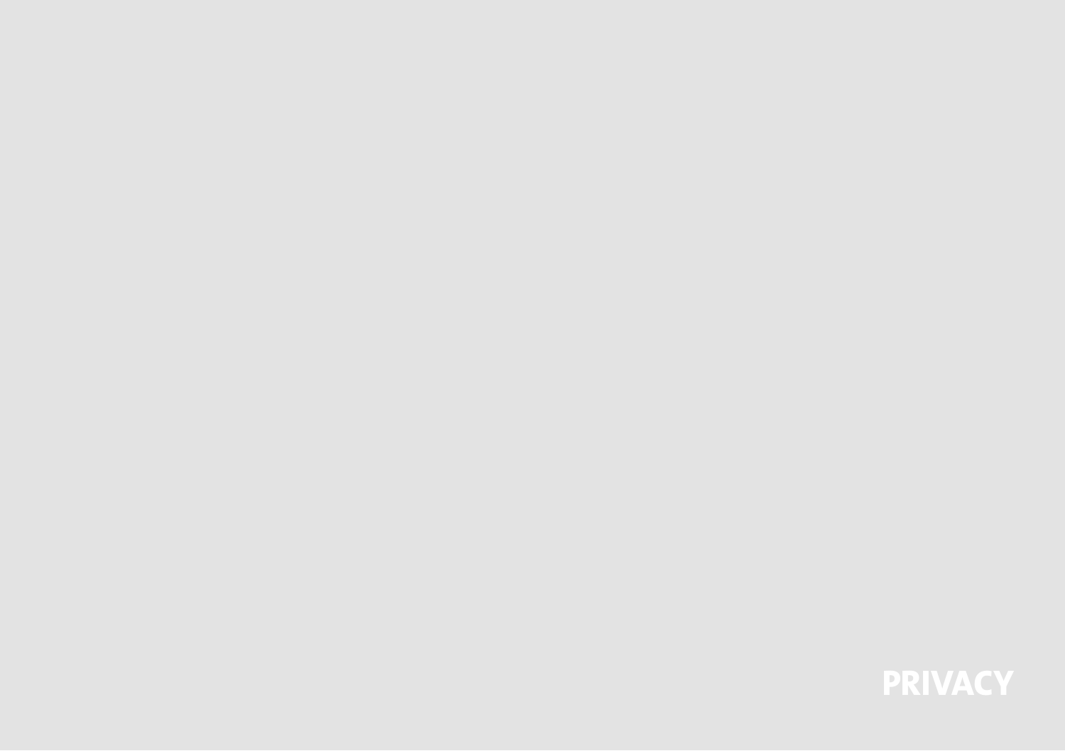# PRIVACY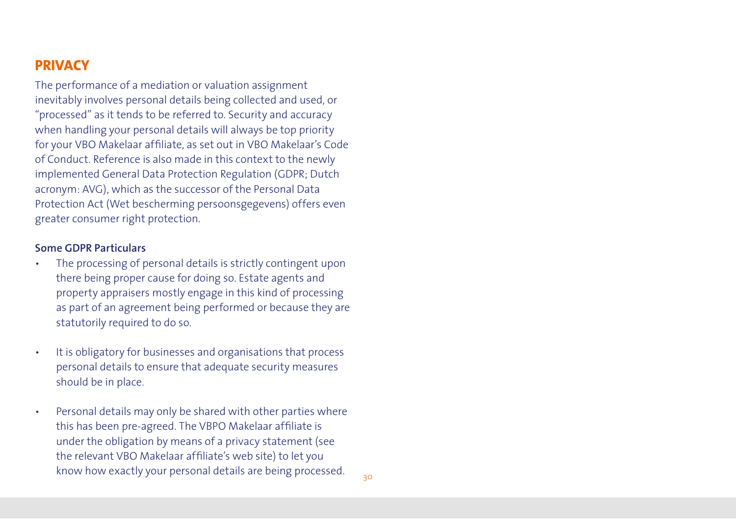## PRIVACY

The performance of a mediation or valuation assignment inevitably involves personal details being collected and used, or "processed" as it tends to be referred to. Security and accuracy when handling your personal details will always be top priority for your VBO Makelaar affiliate, as set out in VBO Makelaar's Code of Conduct. Reference is also made in this context to the newly implemented General Data Protection Regulation (GDPR; Dutch acronym: AVG), which as the successor of the Personal Data Protection Act (Wet bescherming persoonsgegevens) offers even greater consumer right protection.

**Some GDPR Particulars**

- The processing of personal details is strictly contingent upon there being proper cause for doing so. Estate agents and property appraisers mostly engage in this kind of processing as part of an agreement being performed or because they are statutorily required to do so.
- It is obligatory for businesses and organisations that process personal details to ensure that adequate security measures should be in place.
- Personal details may only be shared with other parties where this has been pre-agreed. The VBPO Makelaar affiliate is under the obligation by means of a privacy statement (see the relevant VBO Makelaar affiliate's web site) to let you know how exactly your personal details are being processed.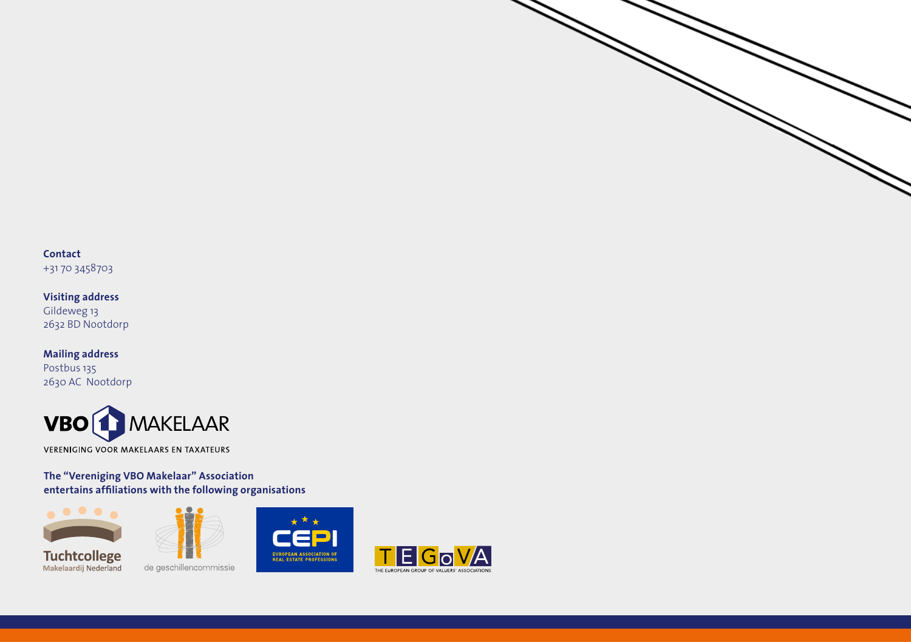**Contact**
+31 70 3458703

**Visiting address**
Gildeweg 13
2632 BD Nootdorp

**Mailing address**
Postbus 135
2630 AC Nootdorp

VBO MAKELAAR
VERENIGING VOOR MAKELAARS EN TAXATEURS

**The "Vereniging VBO Makelaar" Association entertains affiliations with the following organisations**

Tuchtcollege Makelaardij Nederland

de geschillencommissie

CEPI EUROPEAN ASSOCIATION OF REAL ESTATE PROFESSIONS

TEGoVA THE EUROPEAN GROUP OF VALUERS' ASSOCIATIONS